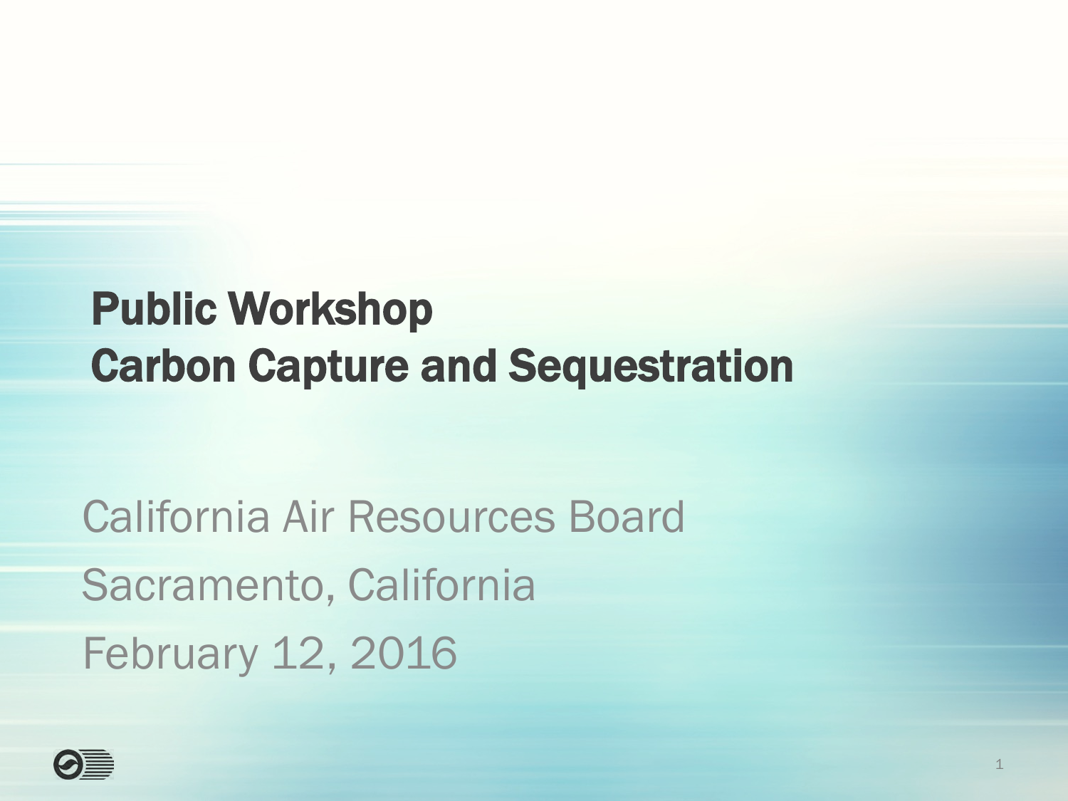# Public Workshop
# Carbon Capture and Sequestration

California Air Resources Board

Sacramento, California

February 12, 2016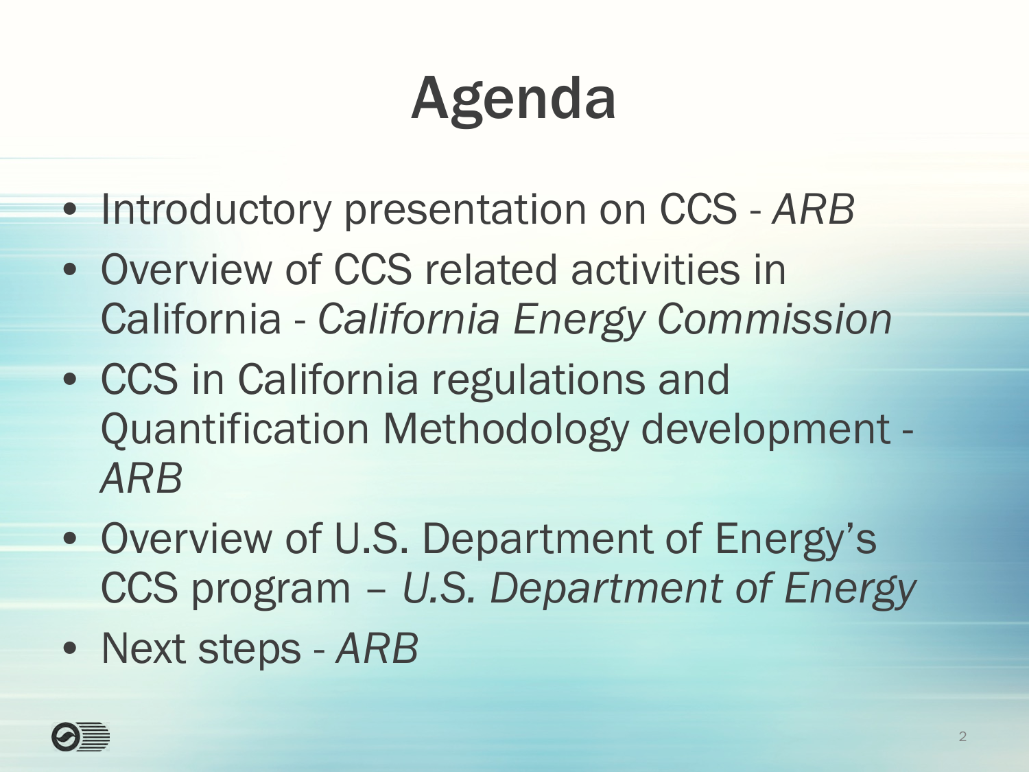# Agenda

- Introductory presentation on CCS - *ARB*
- Overview of CCS related activities in California - *California Energy Commission*
- CCS in California regulations and Quantification Methodology development - *ARB*
- Overview of U.S. Department of Energy's CCS program – *U.S. Department of Energy*
- Next steps - *ARB*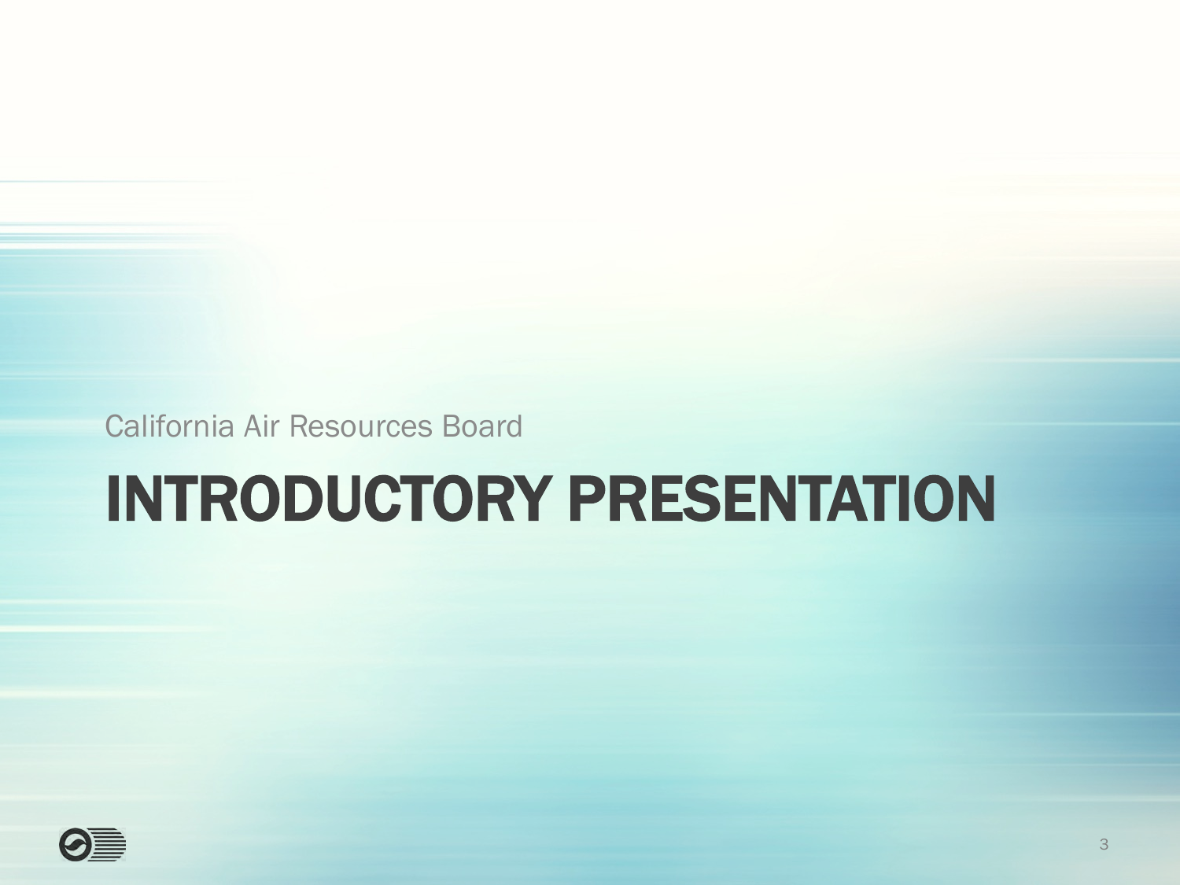California Air Resources Board

# INTRODUCTORY PRESENTATION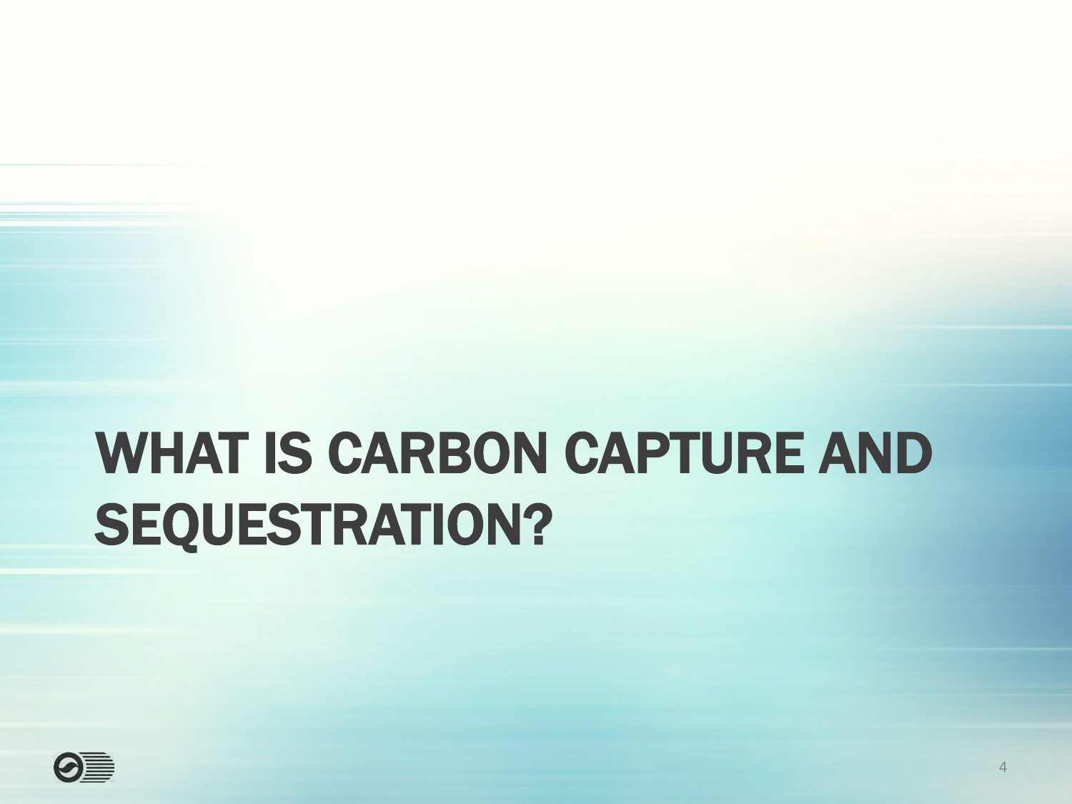# WHAT IS CARBON CAPTURE AND SEQUESTRATION?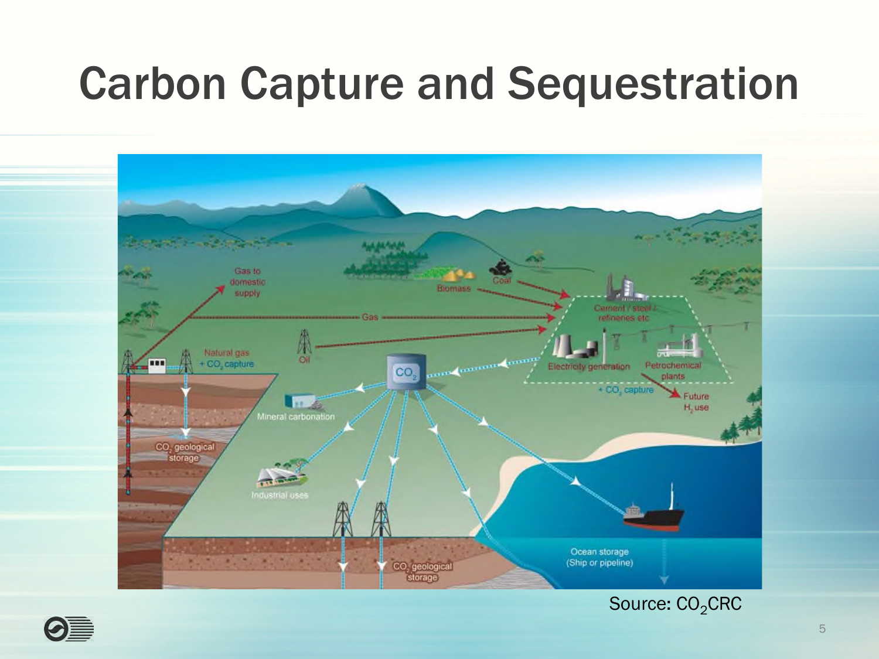# Carbon Capture and Sequestration

Source: $CO_2$CRC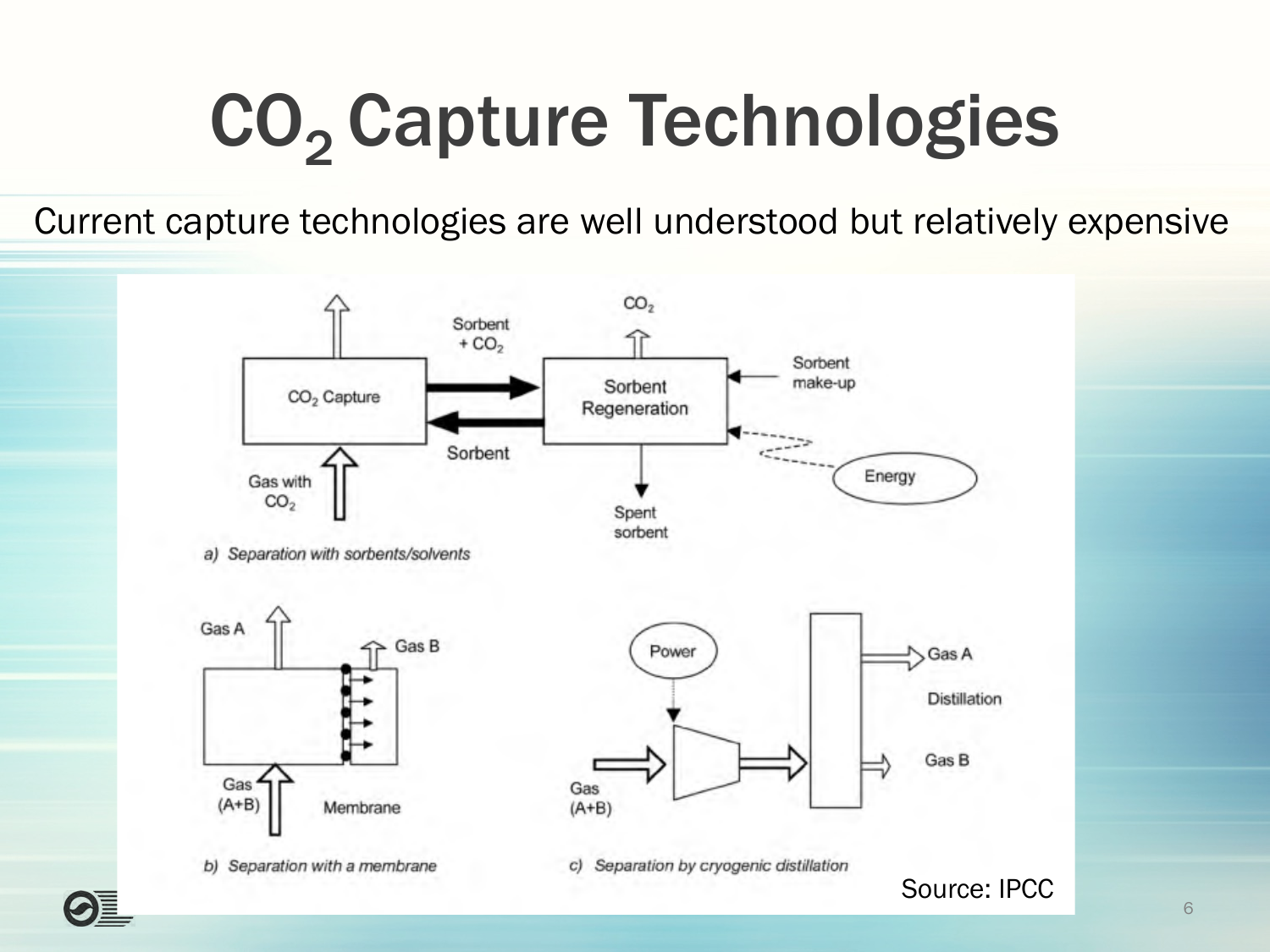# $CO_2$ Capture Technologies

Current capture technologies are well understood but relatively expensive

a) Separation with sorbents/solvents

b) Separation with a membrane

c) Separation by cryogenic distillation

Source: IPCC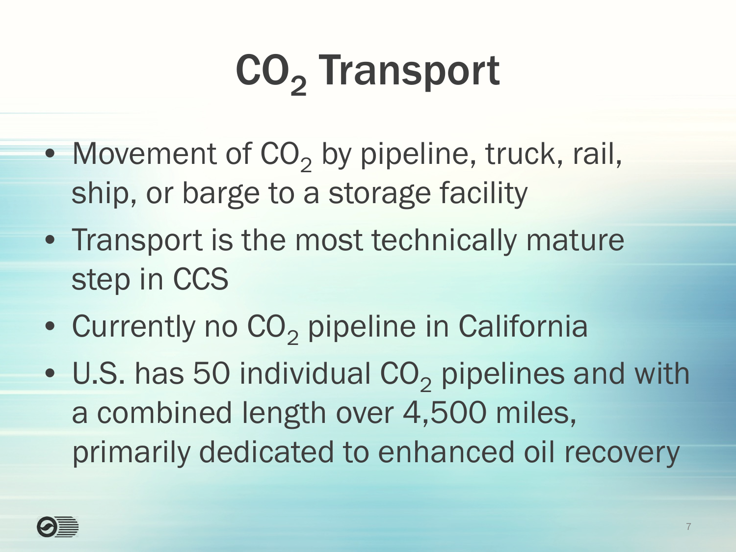# $CO_2$ Transport

- Movement of $CO_2$ by pipeline, truck, rail, ship, or barge to a storage facility
- Transport is the most technically mature step in CCS
- Currently no $CO_2$ pipeline in California
- U.S. has 50 individual $CO_2$ pipelines and with a combined length over 4,500 miles, primarily dedicated to enhanced oil recovery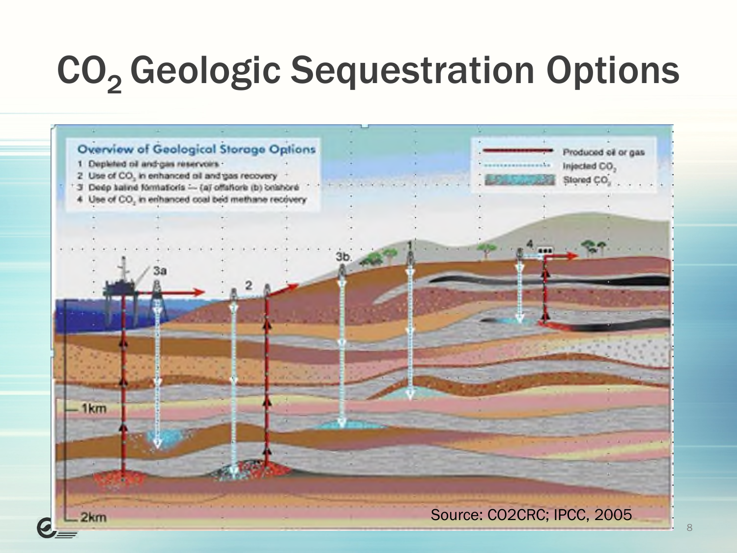# $CO_2$ Geologic Sequestration Options

**Overview of Geological Storage Options**

1. Depleted oil and gas reservoirs
2. Use of $CO_2$ in enhanced oil and gas recovery
3. Deep saline formations — (a) offshore (b) onshore
4. Use of $CO_2$ in enhanced coal bed methane recovery

Legend: Produced oil or gas; Injected $CO_2$; Stored $CO_2$

1km

2km

Source: CO2CRC; IPCC, 2005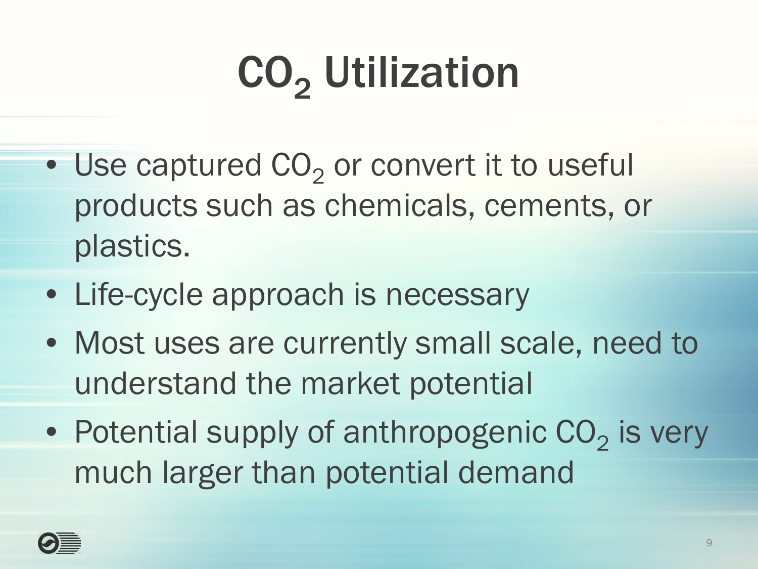# $CO_2$ Utilization

- Use captured $CO_2$ or convert it to useful products such as chemicals, cements, or plastics.
- Life-cycle approach is necessary
- Most uses are currently small scale, need to understand the market potential
- Potential supply of anthropogenic $CO_2$ is very much larger than potential demand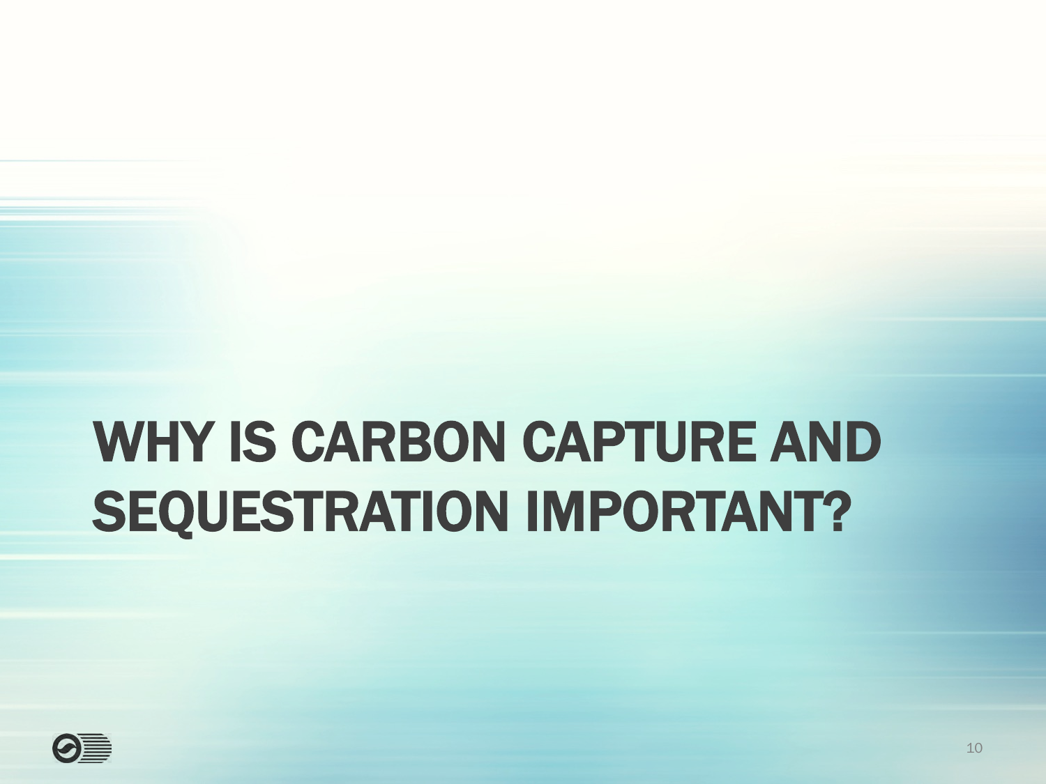# WHY IS CARBON CAPTURE AND SEQUESTRATION IMPORTANT?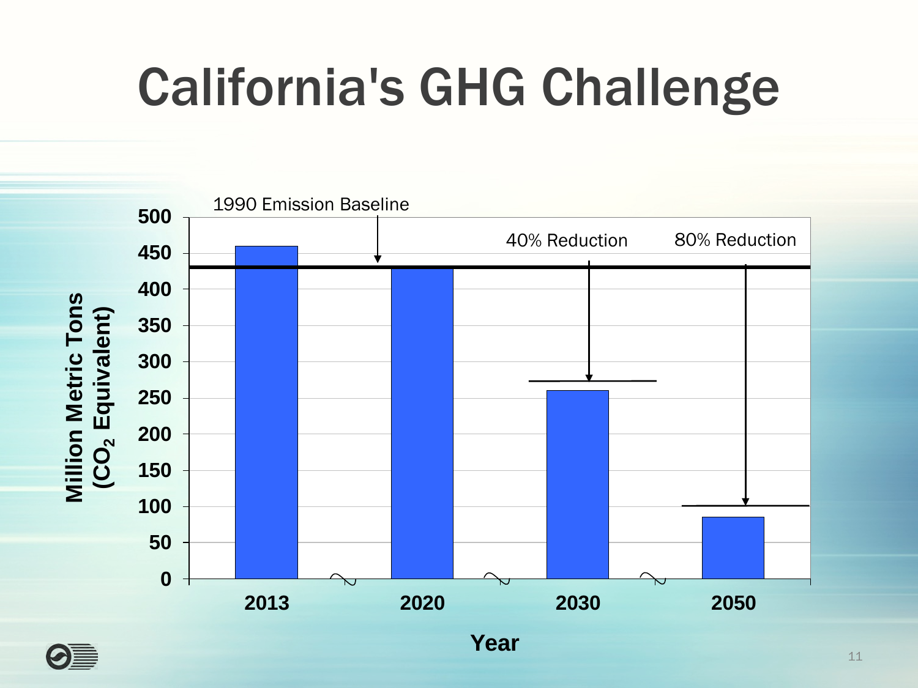# California's GHG Challenge

1990 Emission Baseline

40% Reduction

80% Reduction

Million Metric Tons ($CO_2$ Equivalent)

500
450
400
350
300
250
200
150
100
50
0

2013 2020 2030 2050

Year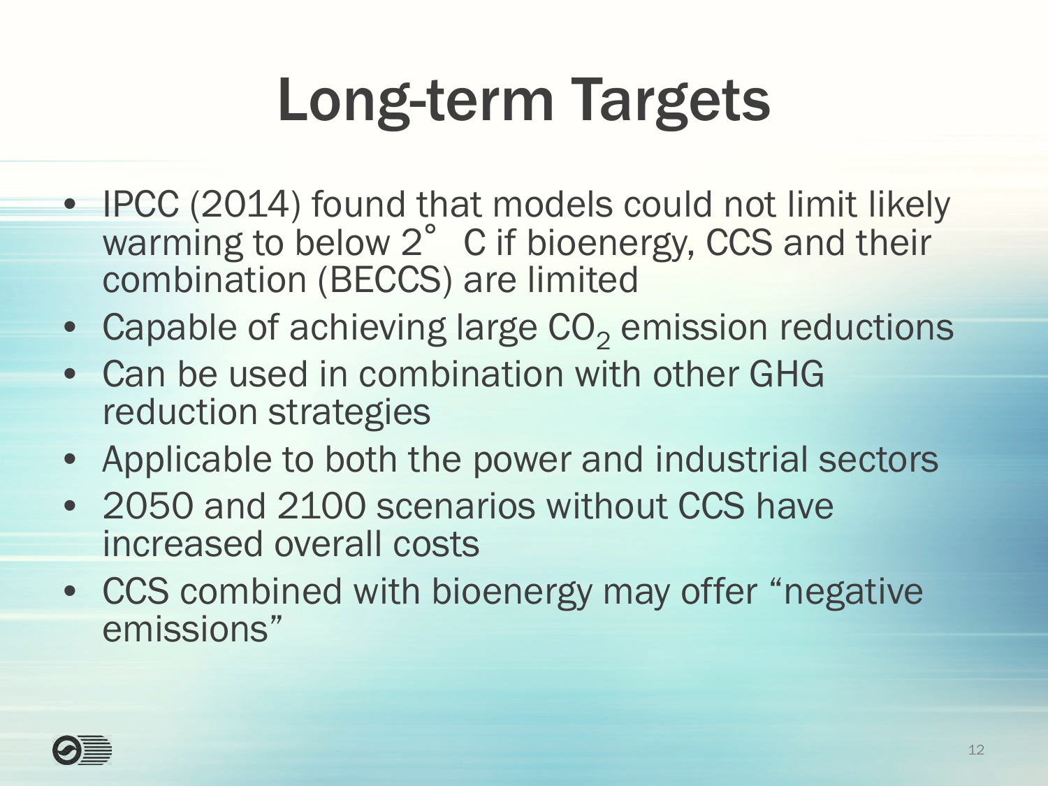# Long-term Targets

- IPCC (2014) found that models could not limit likely warming to below 2° C if bioenergy, CCS and their combination (BECCS) are limited
- Capable of achieving large $CO_2$ emission reductions
- Can be used in combination with other GHG reduction strategies
- Applicable to both the power and industrial sectors
- 2050 and 2100 scenarios without CCS have increased overall costs
- CCS combined with bioenergy may offer "negative emissions"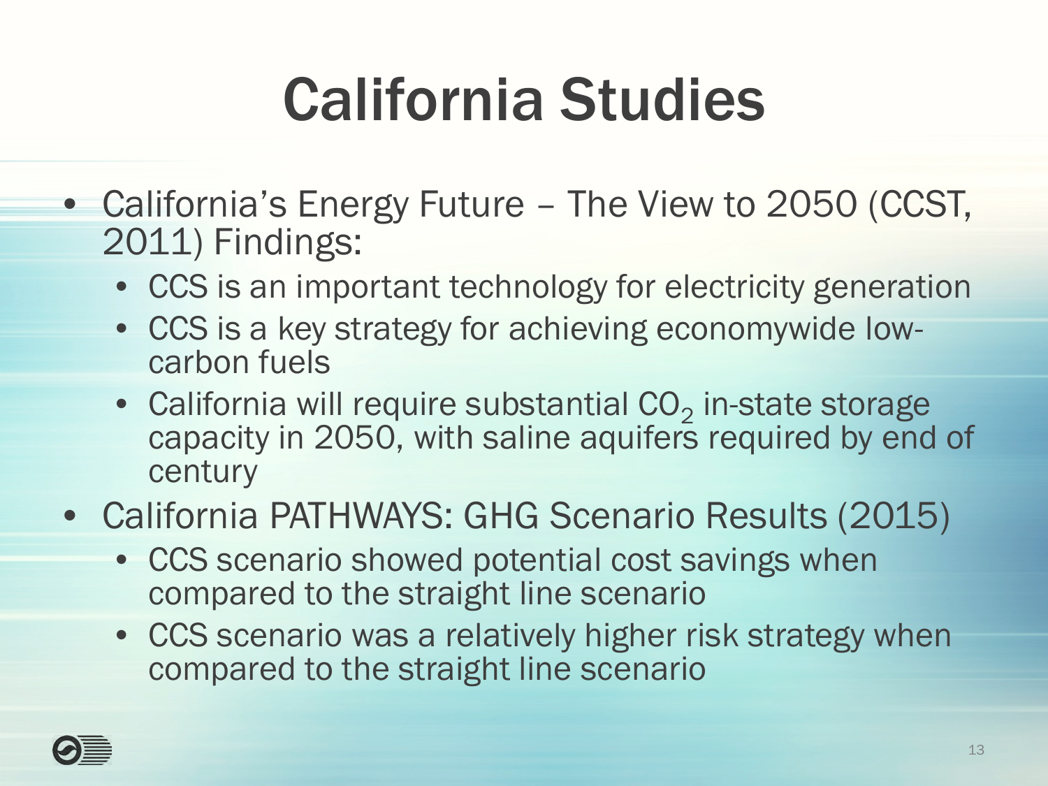# California Studies

- California's Energy Future – The View to 2050 (CCST, 2011) Findings:
  - CCS is an important technology for electricity generation
  - CCS is a key strategy for achieving economywide low-carbon fuels
  - California will require substantial $CO_2$ in-state storage capacity in 2050, with saline aquifers required by end of century
- California PATHWAYS: GHG Scenario Results (2015)
  - CCS scenario showed potential cost savings when compared to the straight line scenario
  - CCS scenario was a relatively higher risk strategy when compared to the straight line scenario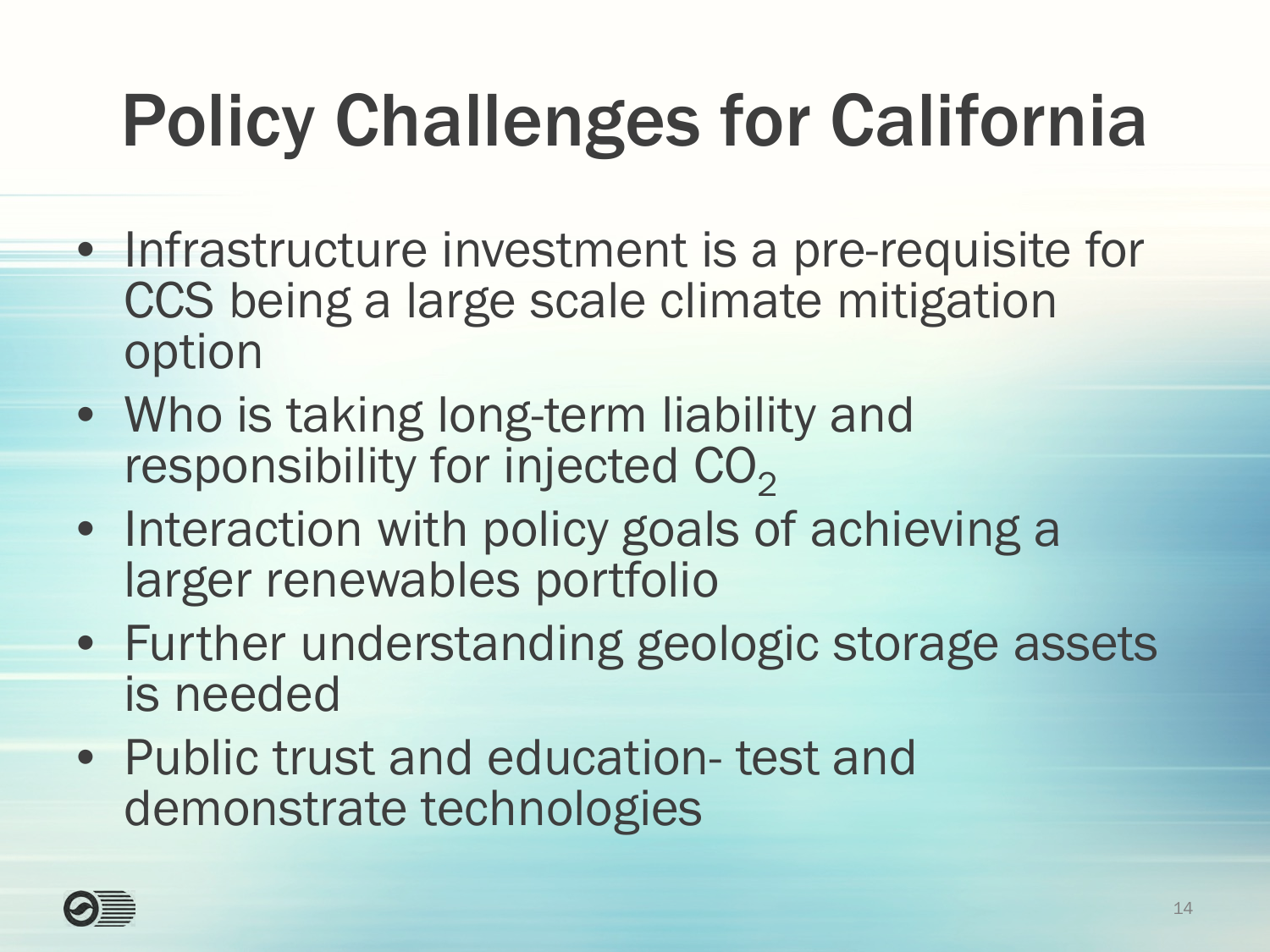# Policy Challenges for California

- Infrastructure investment is a pre-requisite for CCS being a large scale climate mitigation option
- Who is taking long-term liability and responsibility for injected $CO_2$
- Interaction with policy goals of achieving a larger renewables portfolio
- Further understanding geologic storage assets is needed
- Public trust and education- test and demonstrate technologies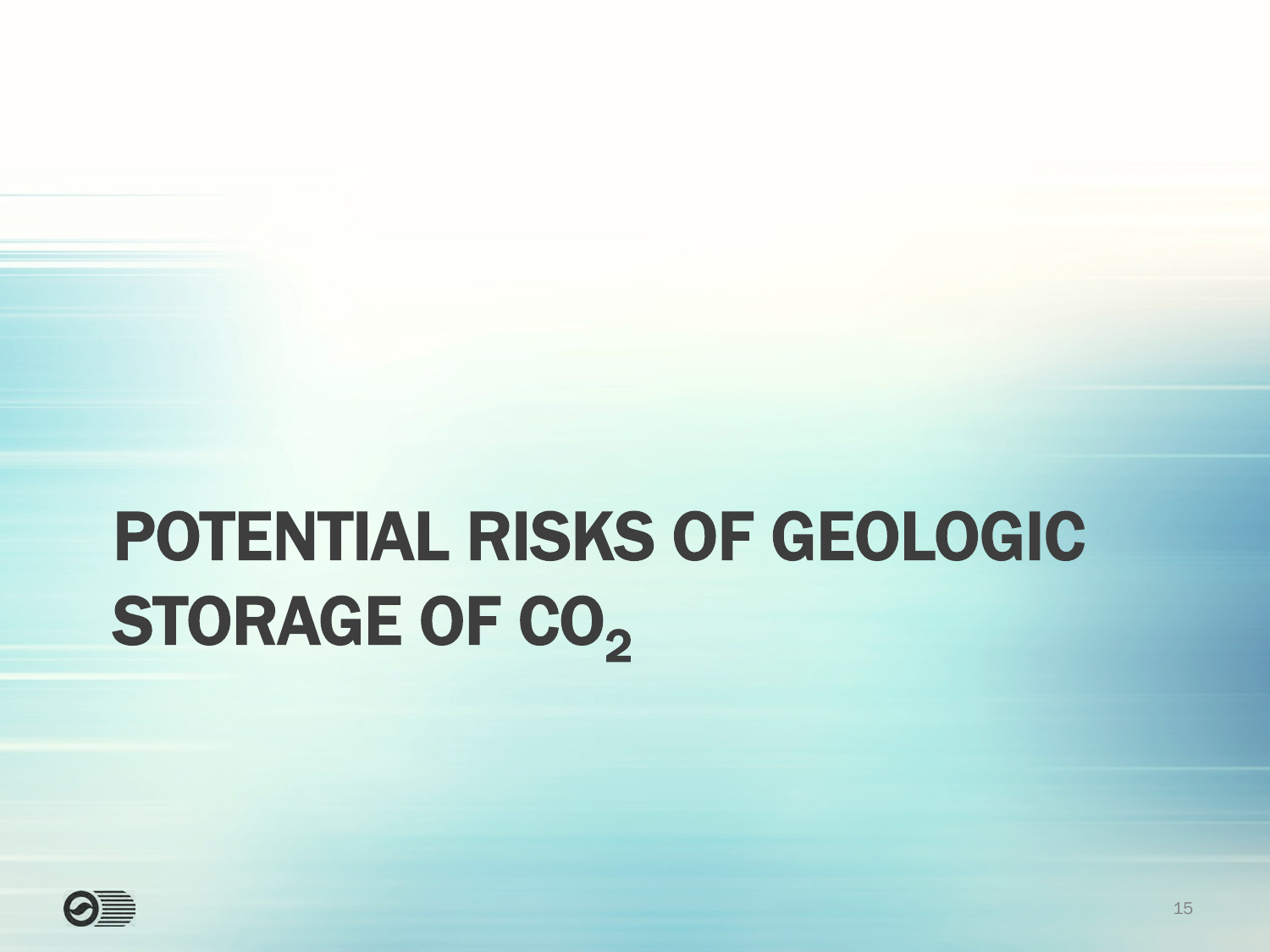# POTENTIAL RISKS OF GEOLOGIC STORAGE OF $CO_2$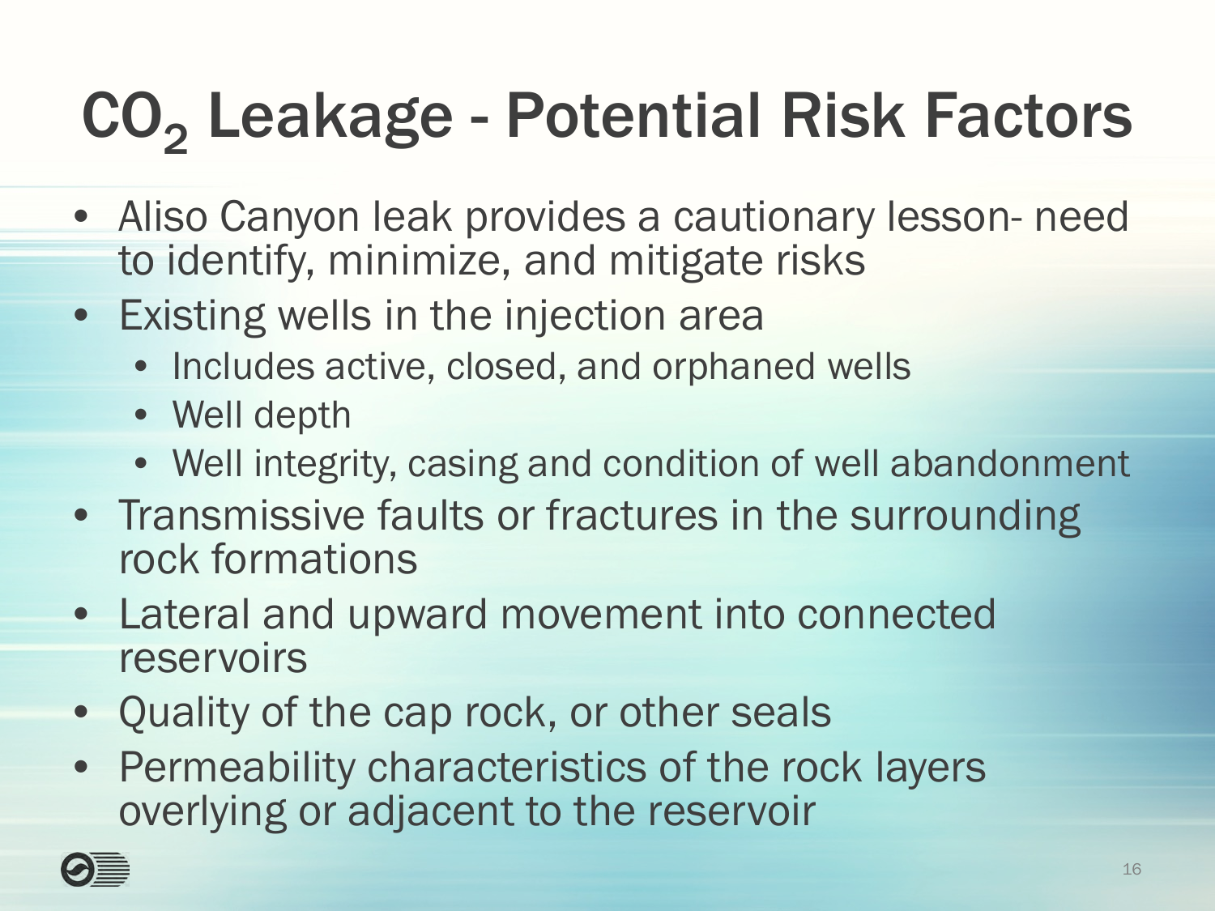# $CO_2$ Leakage - Potential Risk Factors

- Aliso Canyon leak provides a cautionary lesson- need to identify, minimize, and mitigate risks
- Existing wells in the injection area
  - Includes active, closed, and orphaned wells
  - Well depth
  - Well integrity, casing and condition of well abandonment
- Transmissive faults or fractures in the surrounding rock formations
- Lateral and upward movement into connected reservoirs
- Quality of the cap rock, or other seals
- Permeability characteristics of the rock layers overlying or adjacent to the reservoir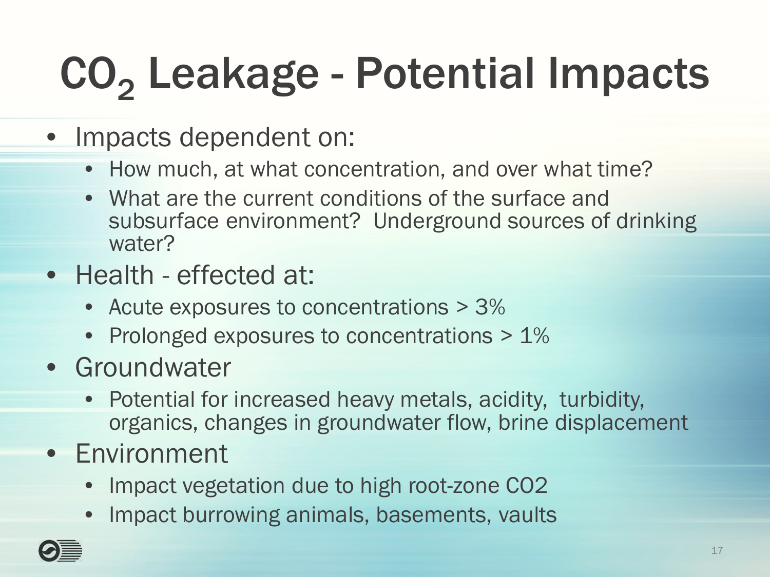# $CO_2$ Leakage - Potential Impacts

- Impacts dependent on:
  - How much, at what concentration, and over what time?
  - What are the current conditions of the surface and subsurface environment? Underground sources of drinking water?
- Health - effected at:
  - Acute exposures to concentrations > 3%
  - Prolonged exposures to concentrations > 1%
- Groundwater
  - Potential for increased heavy metals, acidity, turbidity, organics, changes in groundwater flow, brine displacement
- Environment
  - Impact vegetation due to high root-zone CO2
  - Impact burrowing animals, basements, vaults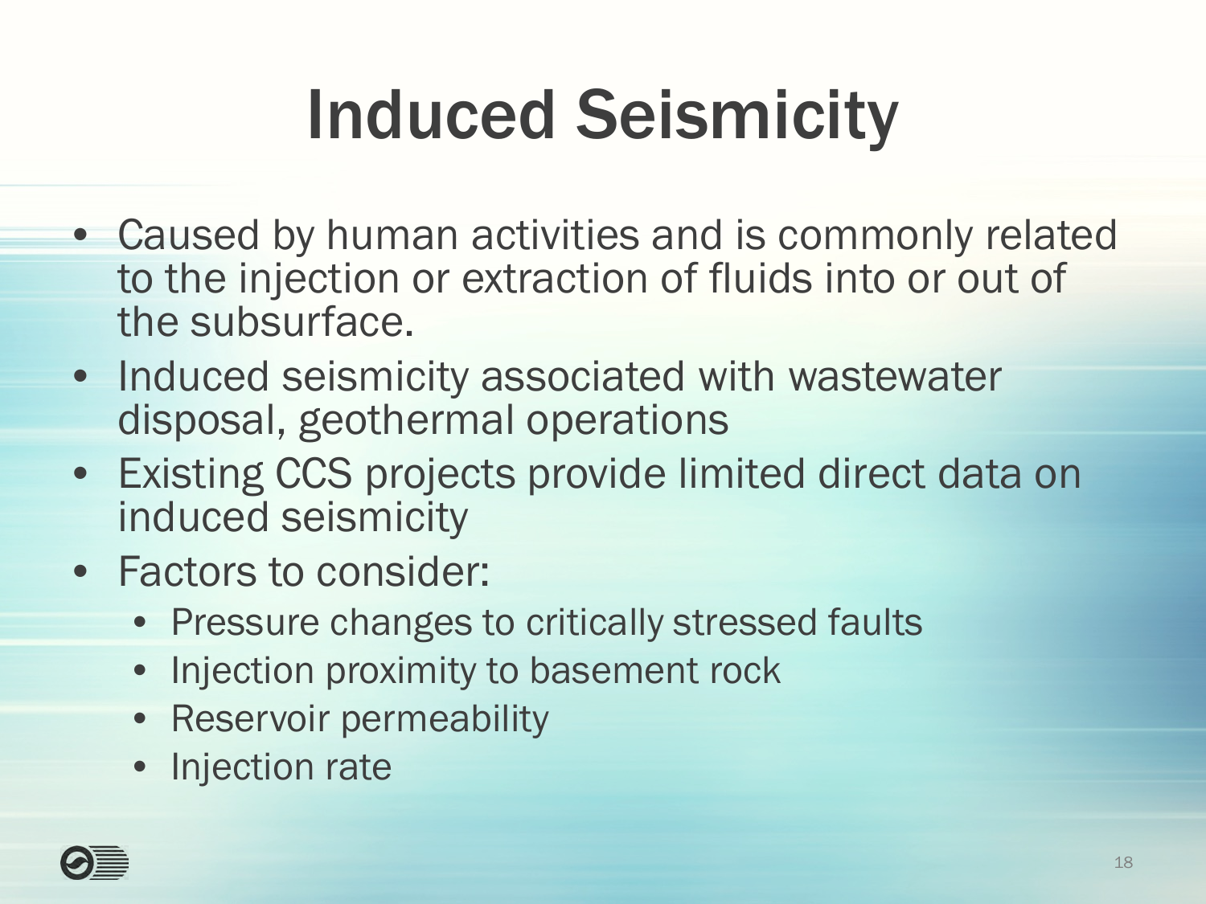# Induced Seismicity

- Caused by human activities and is commonly related to the injection or extraction of fluids into or out of the subsurface.
- Induced seismicity associated with wastewater disposal, geothermal operations
- Existing CCS projects provide limited direct data on induced seismicity
- Factors to consider:
  - Pressure changes to critically stressed faults
  - Injection proximity to basement rock
  - Reservoir permeability
  - Injection rate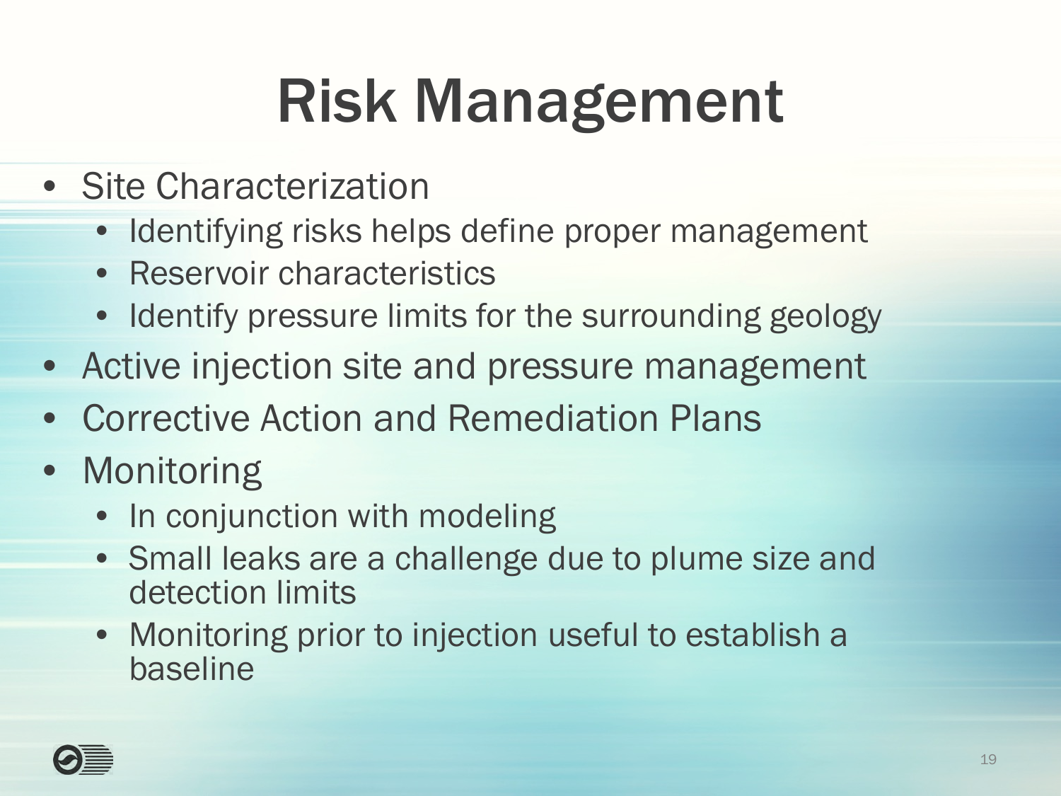# Risk Management

- Site Characterization
  - Identifying risks helps define proper management
  - Reservoir characteristics
  - Identify pressure limits for the surrounding geology
- Active injection site and pressure management
- Corrective Action and Remediation Plans
- Monitoring
  - In conjunction with modeling
  - Small leaks are a challenge due to plume size and detection limits
  - Monitoring prior to injection useful to establish a baseline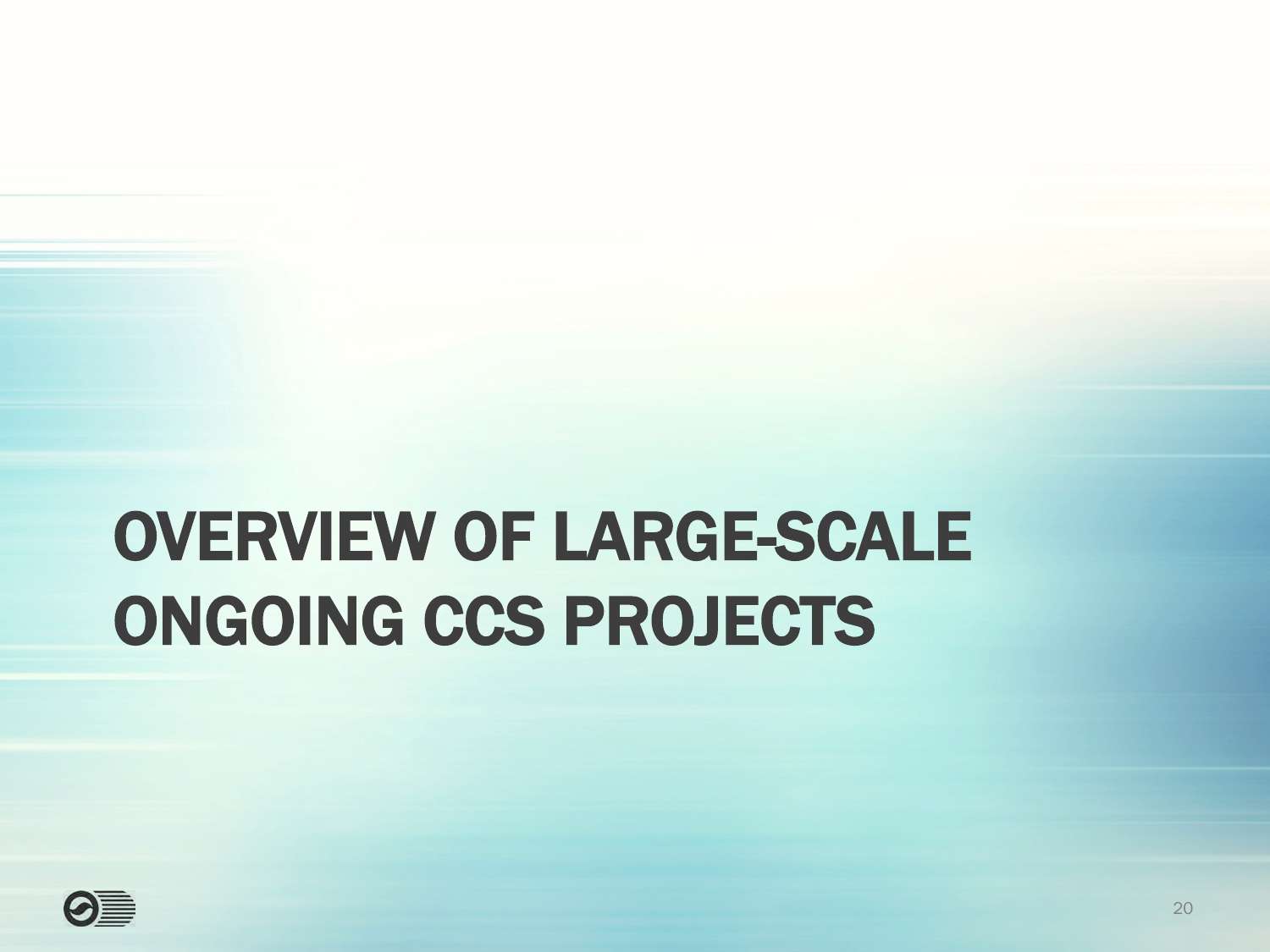# OVERVIEW OF LARGE-SCALE ONGOING CCS PROJECTS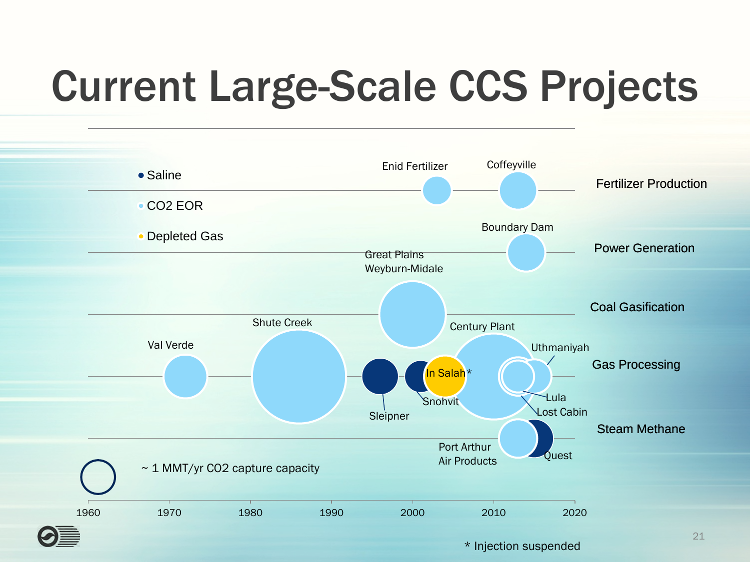# Current Large-Scale CCS Projects

- Saline
- CO2 EOR
- Depleted Gas

~ 1 MMT/yr CO2 capture capacity

Fertilizer Production: Enid Fertilizer, Coffeyville

Power Generation: Boundary Dam

Coal Gasification: Great Plains Weyburn-Midale

Gas Processing: Val Verde, Shute Creek, Sleipner, Snohvit, In Salah*, Century Plant, Uthmaniyah, Lula, Lost Cabin

Steam Methane: Port Arthur Air Products, Quest

1960 1970 1980 1990 2000 2010 2020

* Injection suspended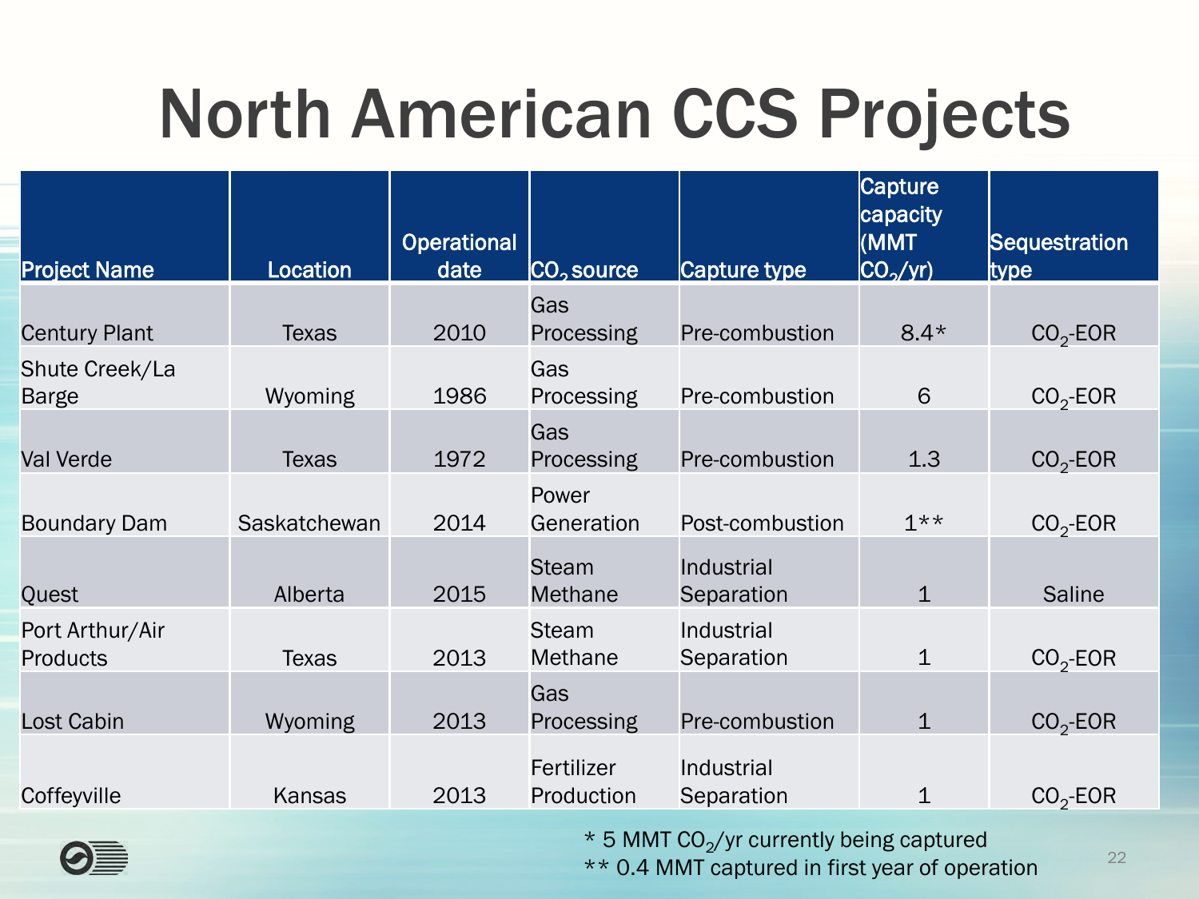# North American CCS Projects

| Project Name | Location | Operational date | $CO_2$ source | Capture type | Capture capacity (MMT $CO_2$/yr) | Sequestration type |
|---|---|---|---|---|---|---|
| Century Plant | Texas | 2010 | Gas Processing | Pre-combustion | 8.4* | $CO_2$-EOR |
| Shute Creek/La Barge | Wyoming | 1986 | Gas Processing | Pre-combustion | 6 | $CO_2$-EOR |
| Val Verde | Texas | 1972 | Gas Processing | Pre-combustion | 1.3 | $CO_2$-EOR |
| Boundary Dam | Saskatchewan | 2014 | Power Generation | Post-combustion | 1** | $CO_2$-EOR |
| Quest | Alberta | 2015 | Steam Methane | Industrial Separation | 1 | Saline |
| Port Arthur/Air Products | Texas | 2013 | Steam Methane | Industrial Separation | 1 | $CO_2$-EOR |
| Lost Cabin | Wyoming | 2013 | Gas Processing | Pre-combustion | 1 | $CO_2$-EOR |
| Coffeyville | Kansas | 2013 | Fertilizer Production | Industrial Separation | 1 | $CO_2$-EOR |

* 5 MMT $CO_2$/yr currently being captured

** 0.4 MMT captured in first year of operation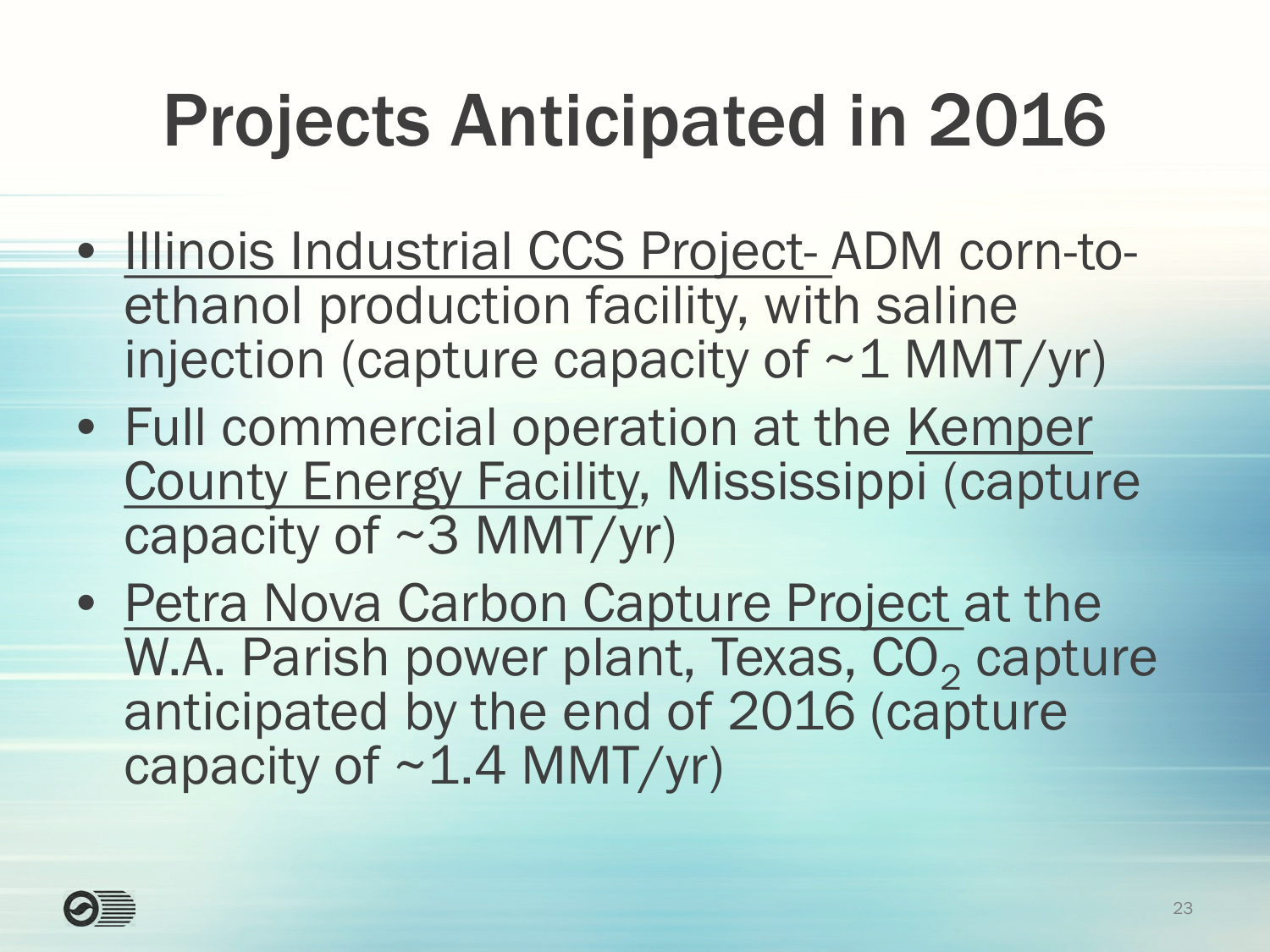# Projects Anticipated in 2016

- Illinois Industrial CCS Project- ADM corn-to-ethanol production facility, with saline injection (capture capacity of ~1 MMT/yr)
- Full commercial operation at the Kemper County Energy Facility, Mississippi (capture capacity of ~3 MMT/yr)
- Petra Nova Carbon Capture Project at the W.A. Parish power plant, Texas, $CO_2$ capture anticipated by the end of 2016 (capture capacity of ~1.4 MMT/yr)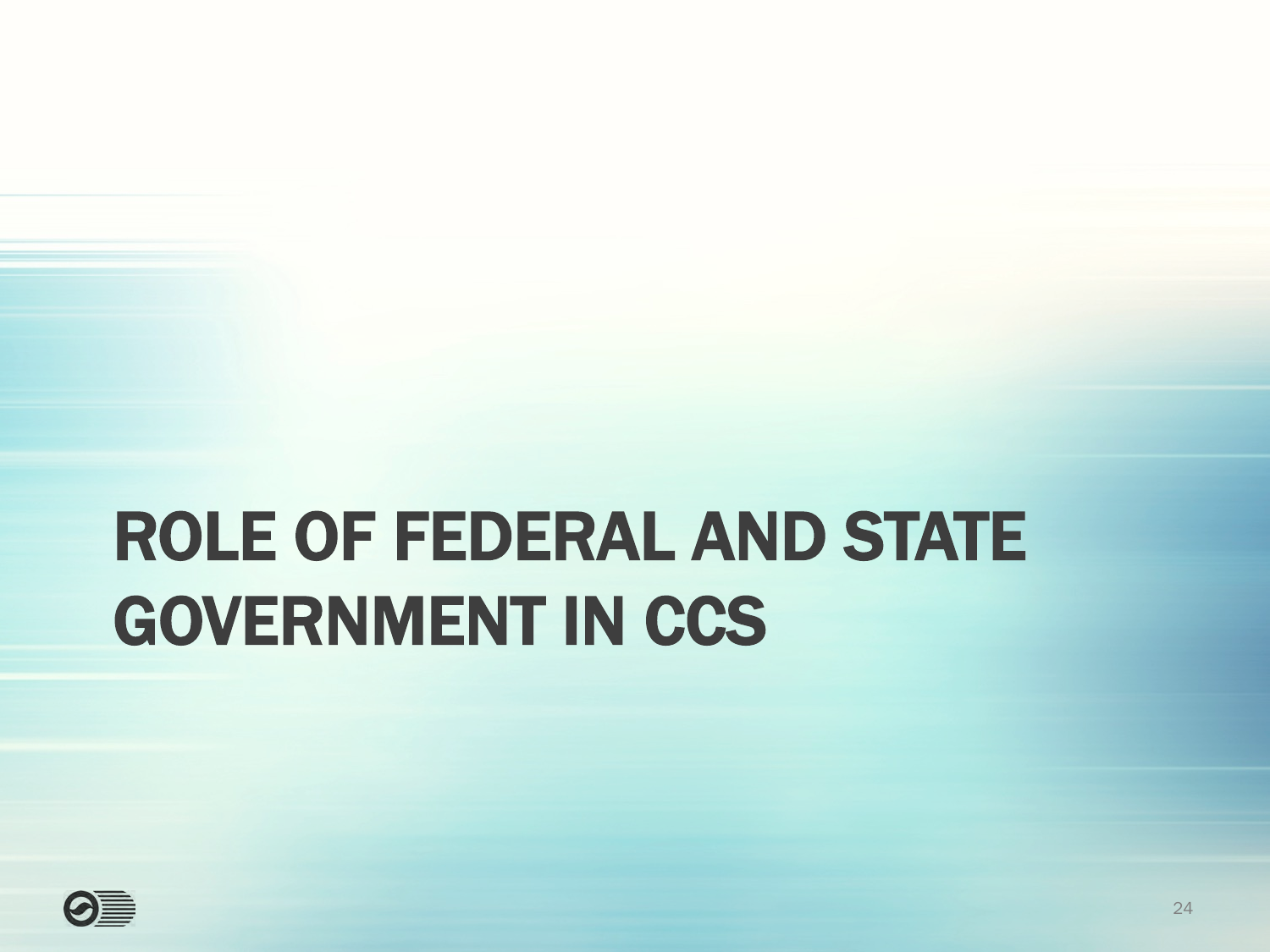# ROLE OF FEDERAL AND STATE GOVERNMENT IN CCS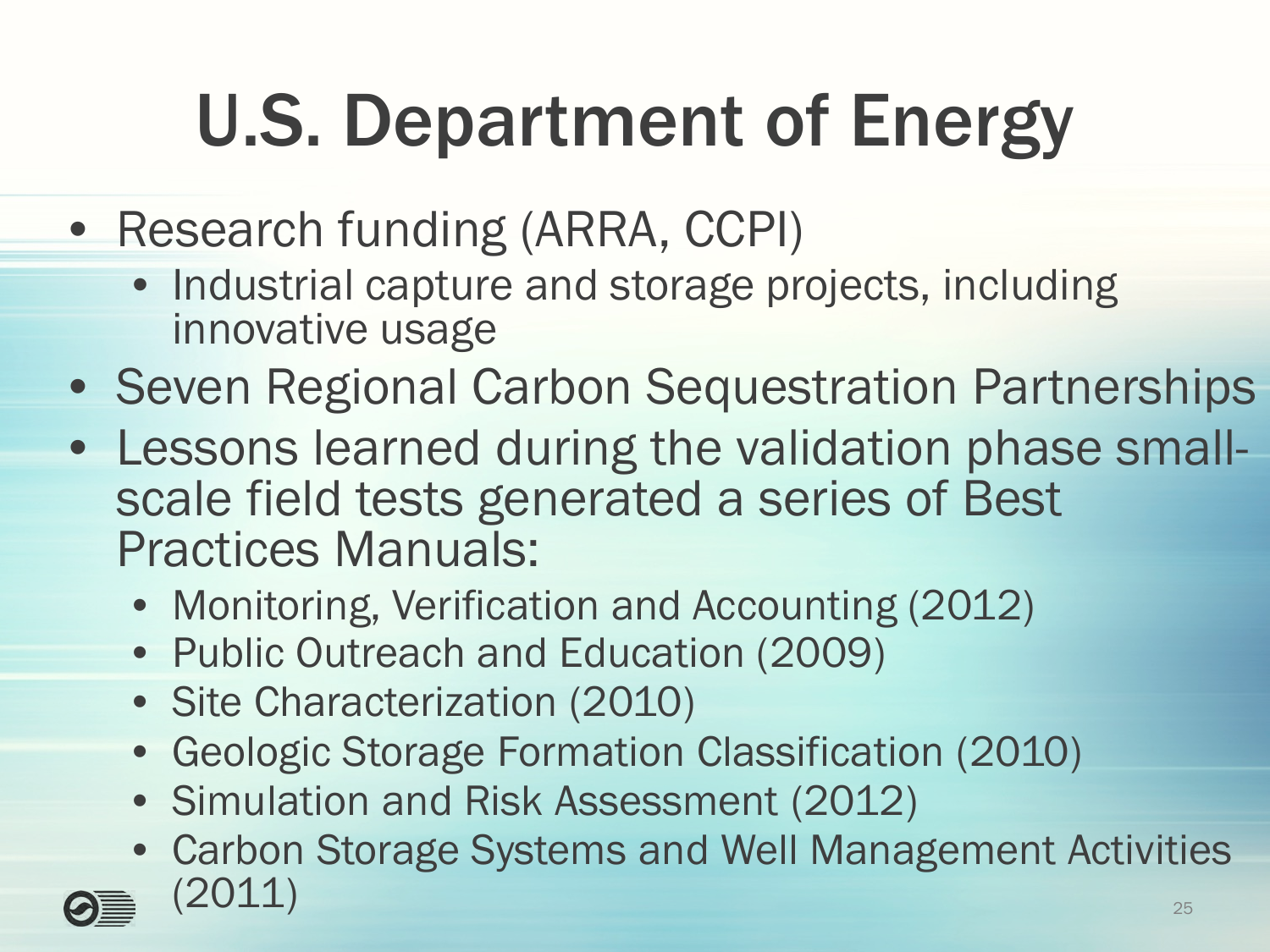# U.S. Department of Energy

- Research funding (ARRA, CCPI)
  - Industrial capture and storage projects, including innovative usage
- Seven Regional Carbon Sequestration Partnerships
- Lessons learned during the validation phase small-scale field tests generated a series of Best Practices Manuals:
  - Monitoring, Verification and Accounting (2012)
  - Public Outreach and Education (2009)
  - Site Characterization (2010)
  - Geologic Storage Formation Classification (2010)
  - Simulation and Risk Assessment (2012)
  - Carbon Storage Systems and Well Management Activities (2011)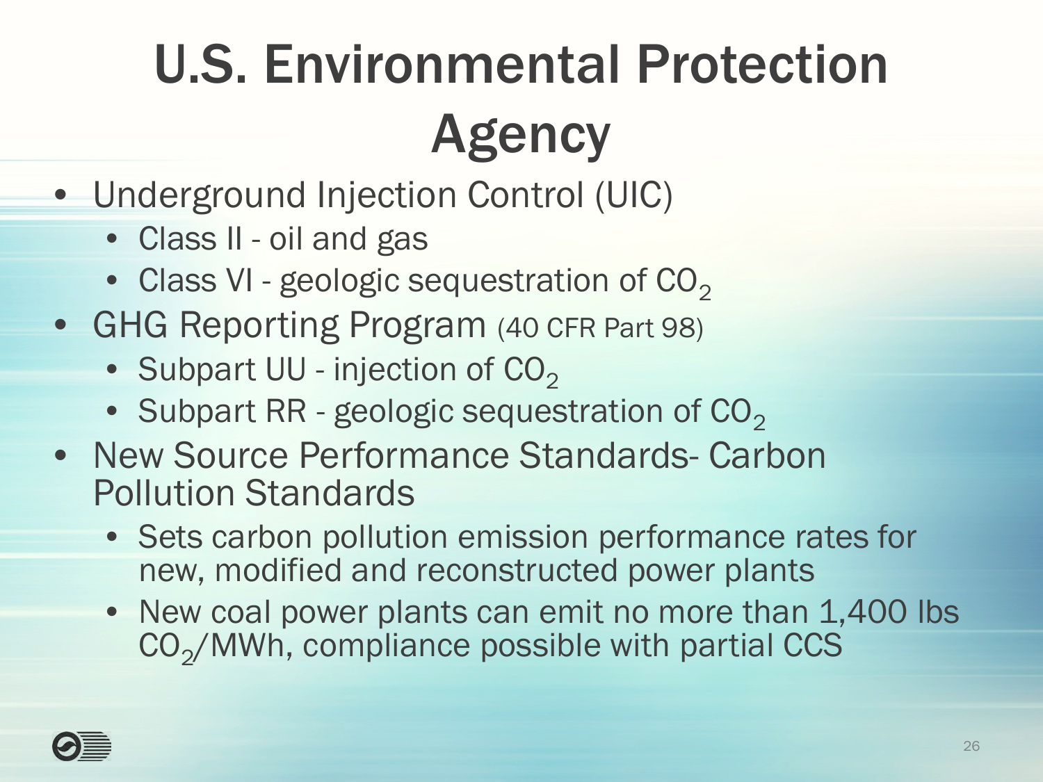# U.S. Environmental Protection Agency

- Underground Injection Control (UIC)
  - Class II - oil and gas
  - Class VI - geologic sequestration of $CO_2$
- GHG Reporting Program (40 CFR Part 98)
  - Subpart UU - injection of $CO_2$
  - Subpart RR - geologic sequestration of $CO_2$
- New Source Performance Standards- Carbon Pollution Standards
  - Sets carbon pollution emission performance rates for new, modified and reconstructed power plants
  - New coal power plants can emit no more than 1,400 lbs $CO_2$/MWh, compliance possible with partial CCS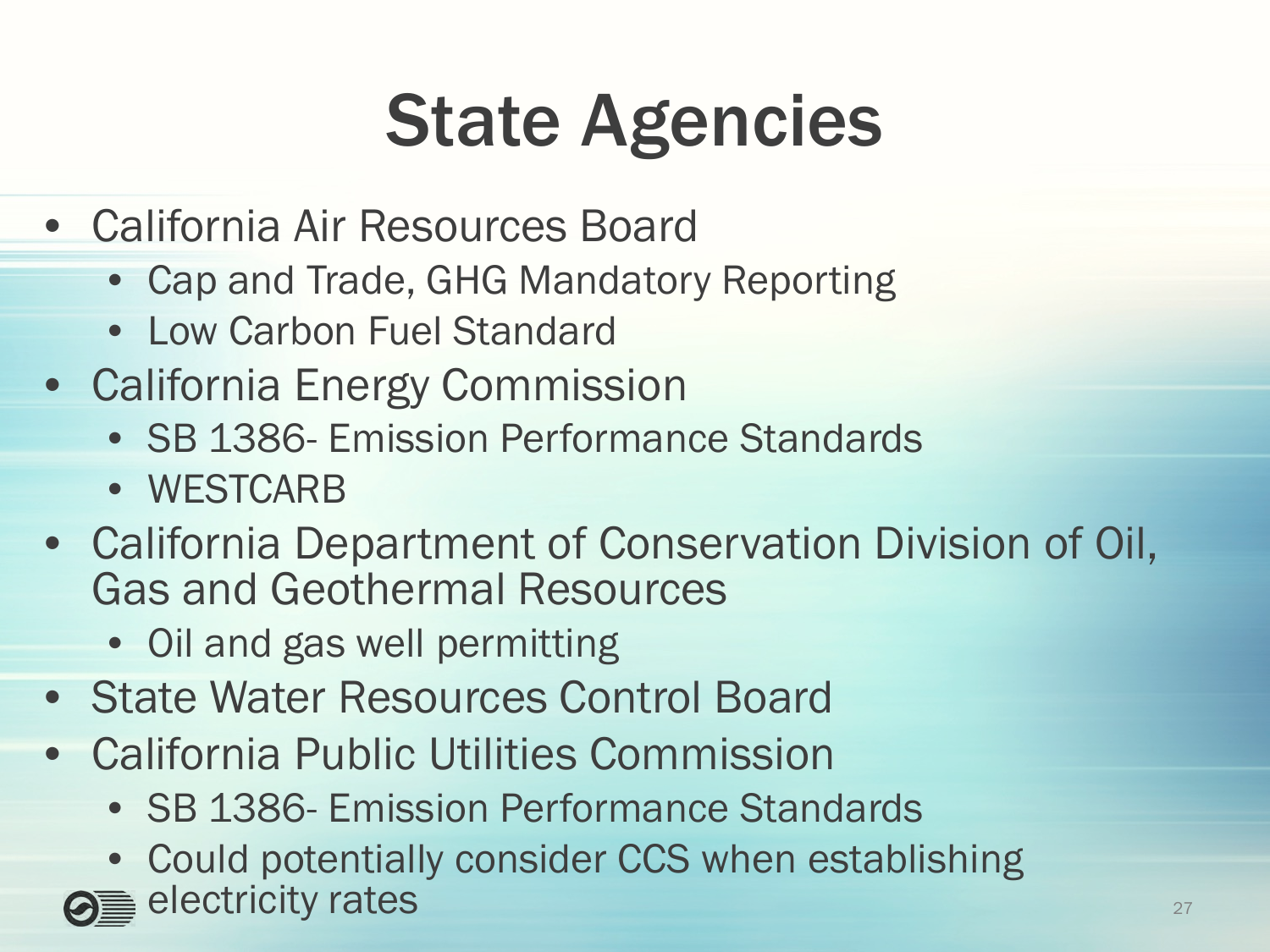# State Agencies

- California Air Resources Board
  - Cap and Trade, GHG Mandatory Reporting
  - Low Carbon Fuel Standard
- California Energy Commission
  - SB 1386- Emission Performance Standards
  - WESTCARB
- California Department of Conservation Division of Oil, Gas and Geothermal Resources
  - Oil and gas well permitting
- State Water Resources Control Board
- California Public Utilities Commission
  - SB 1386- Emission Performance Standards
  - Could potentially consider CCS when establishing electricity rates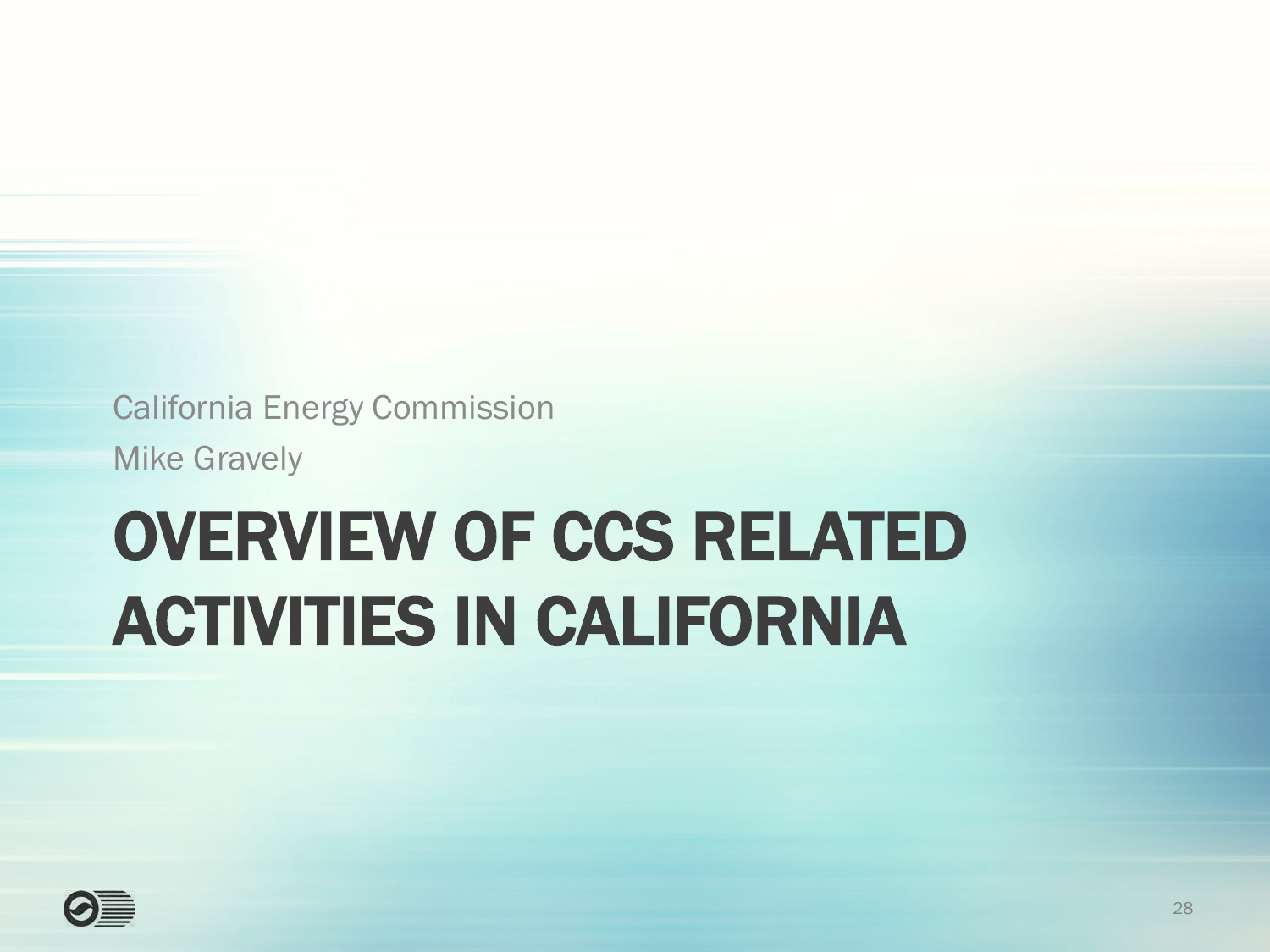California Energy Commission

Mike Gravely

# OVERVIEW OF CCS RELATED ACTIVITIES IN CALIFORNIA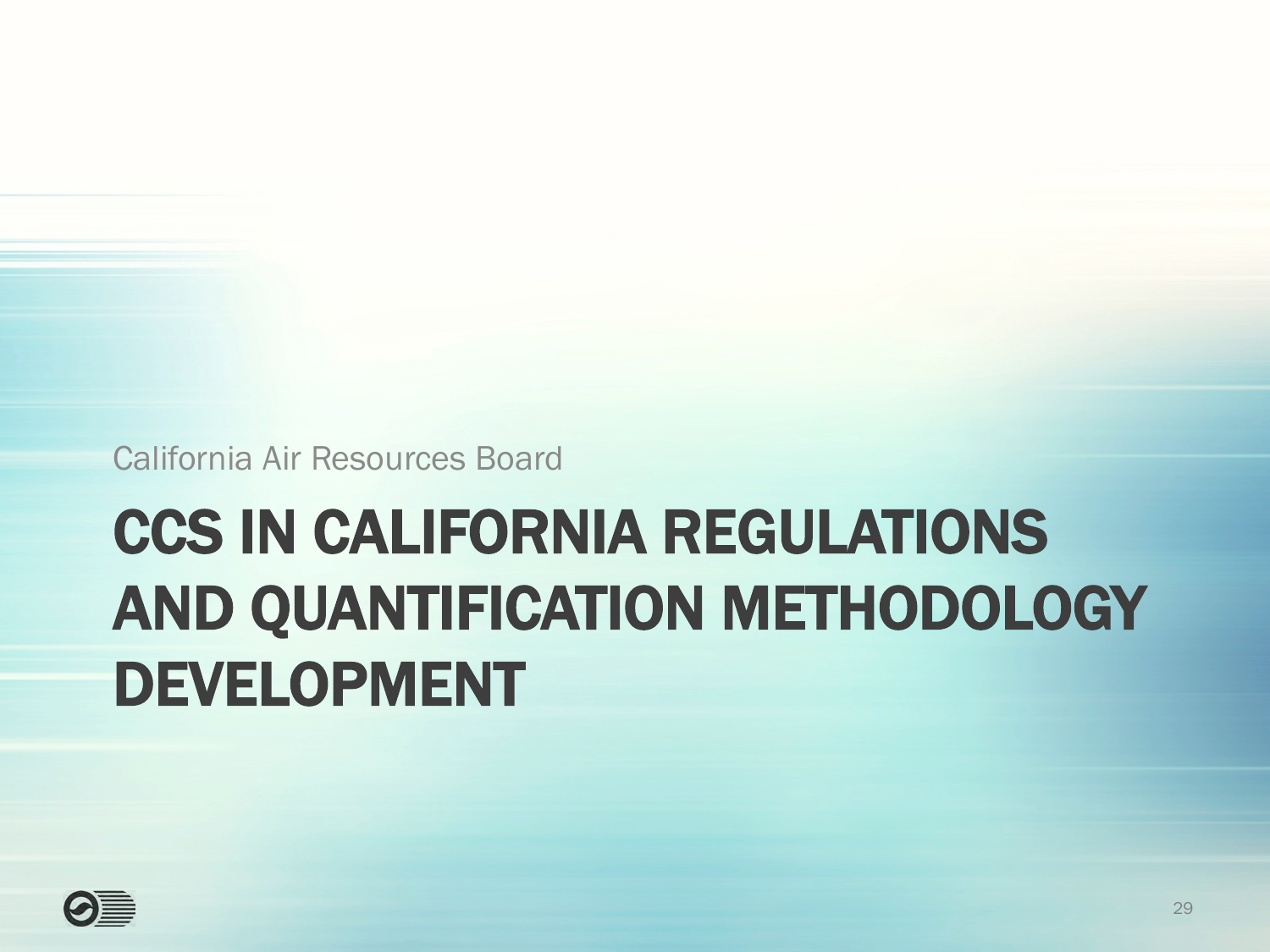California Air Resources Board

# CCS IN CALIFORNIA REGULATIONS AND QUANTIFICATION METHODOLOGY DEVELOPMENT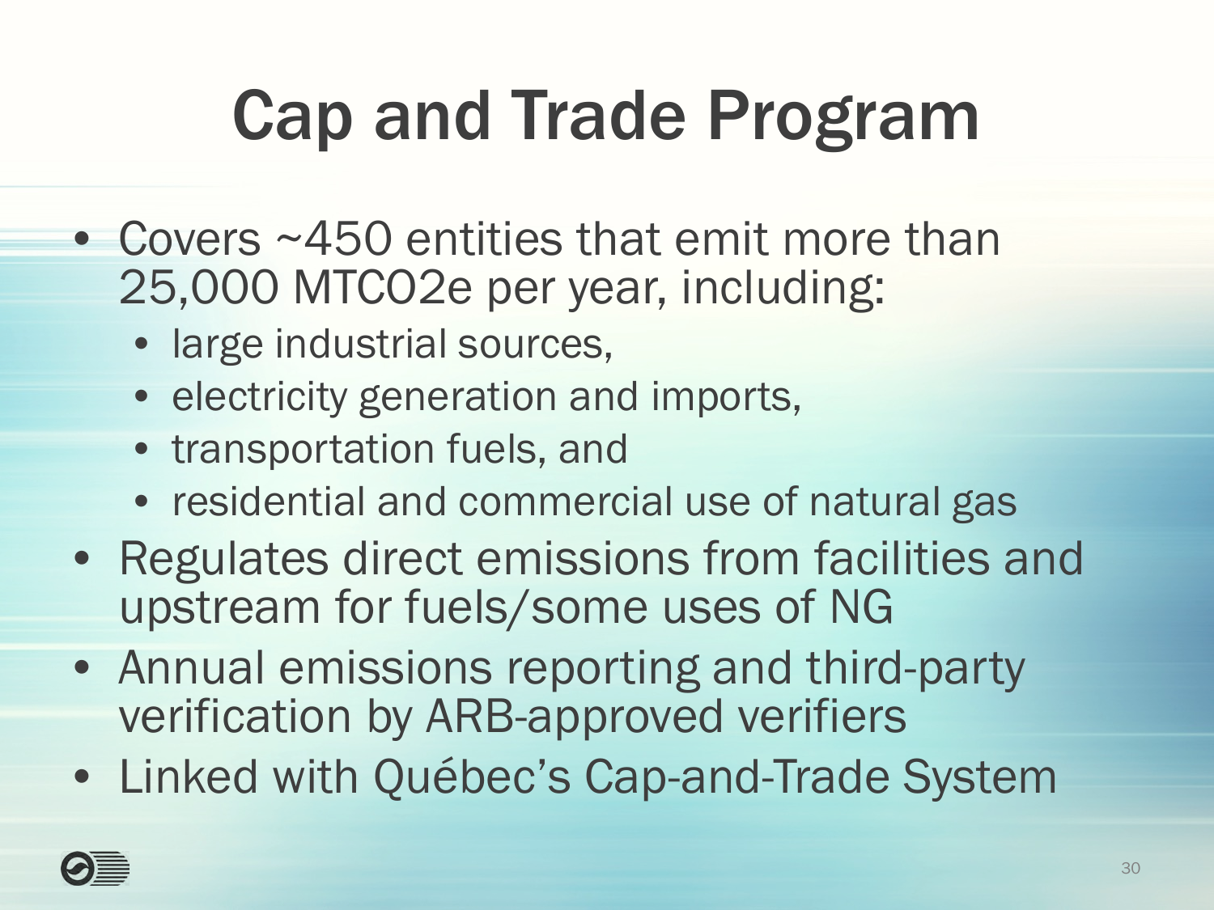# Cap and Trade Program

- Covers ~450 entities that emit more than 25,000 MTCO2e per year, including:
  - large industrial sources,
  - electricity generation and imports,
  - transportation fuels, and
  - residential and commercial use of natural gas
- Regulates direct emissions from facilities and upstream for fuels/some uses of NG
- Annual emissions reporting and third-party verification by ARB-approved verifiers
- Linked with Québec's Cap-and-Trade System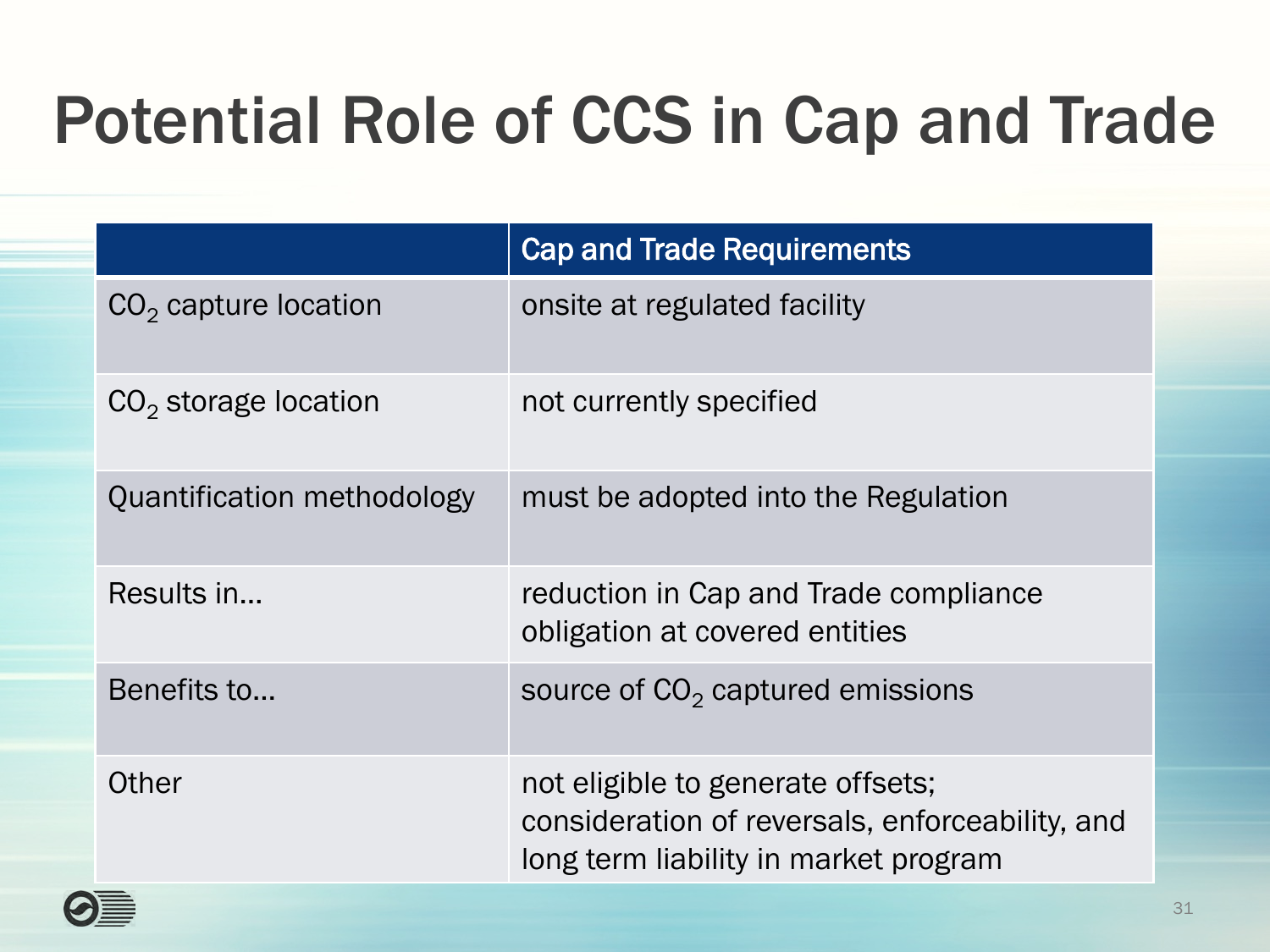# Potential Role of CCS in Cap and Trade

| | Cap and Trade Requirements |
|---|---|
| $CO_2$ capture location | onsite at regulated facility |
| $CO_2$ storage location | not currently specified |
| Quantification methodology | must be adopted into the Regulation |
| Results in… | reduction in Cap and Trade compliance obligation at covered entities |
| Benefits to… | source of $CO_2$ captured emissions |
| Other | not eligible to generate offsets; consideration of reversals, enforceability, and long term liability in market program |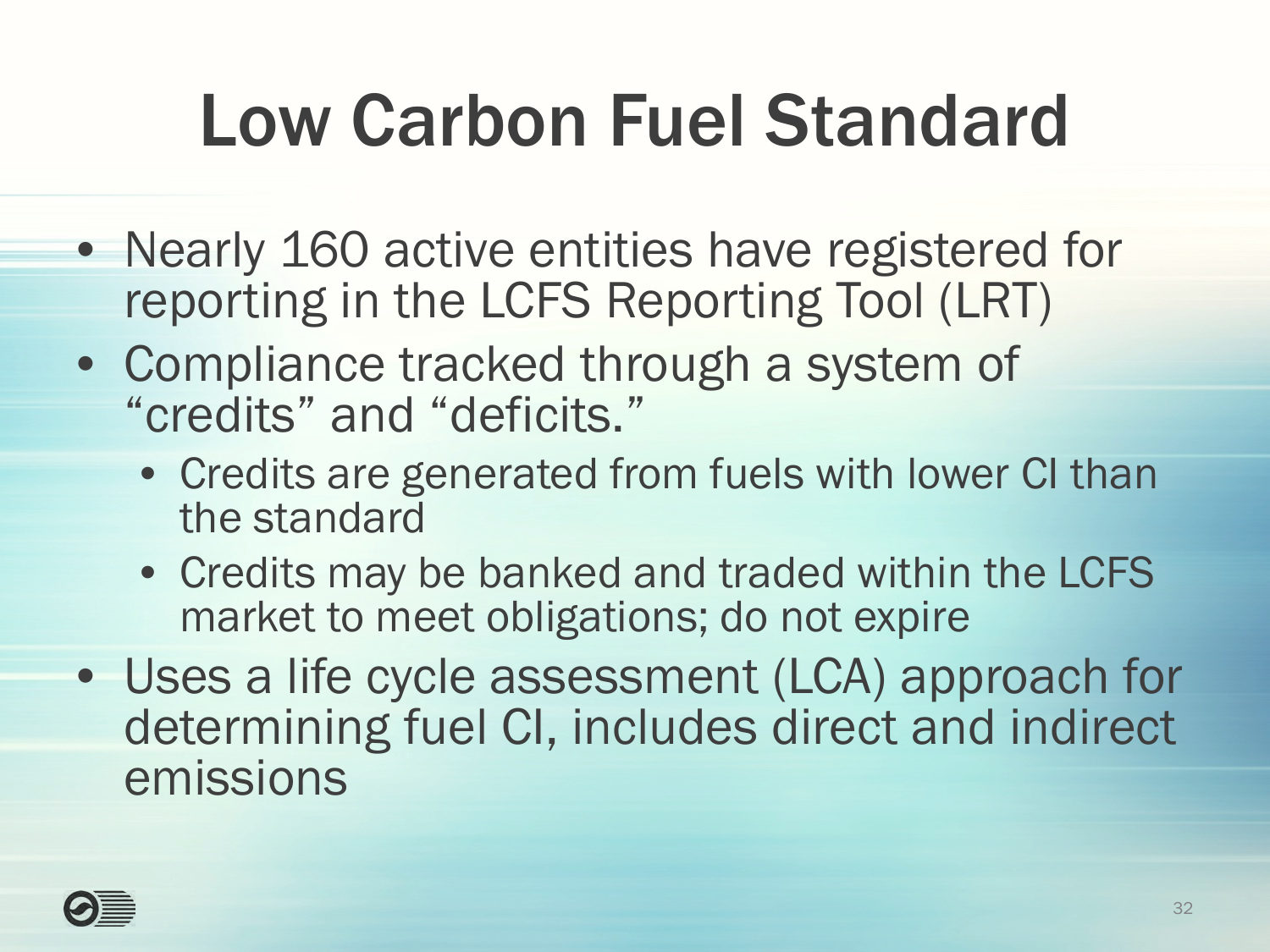# Low Carbon Fuel Standard

- Nearly 160 active entities have registered for reporting in the LCFS Reporting Tool (LRT)
- Compliance tracked through a system of “credits” and “deficits.”
  - Credits are generated from fuels with lower CI than the standard
  - Credits may be banked and traded within the LCFS market to meet obligations; do not expire
- Uses a life cycle assessment (LCA) approach for determining fuel CI, includes direct and indirect emissions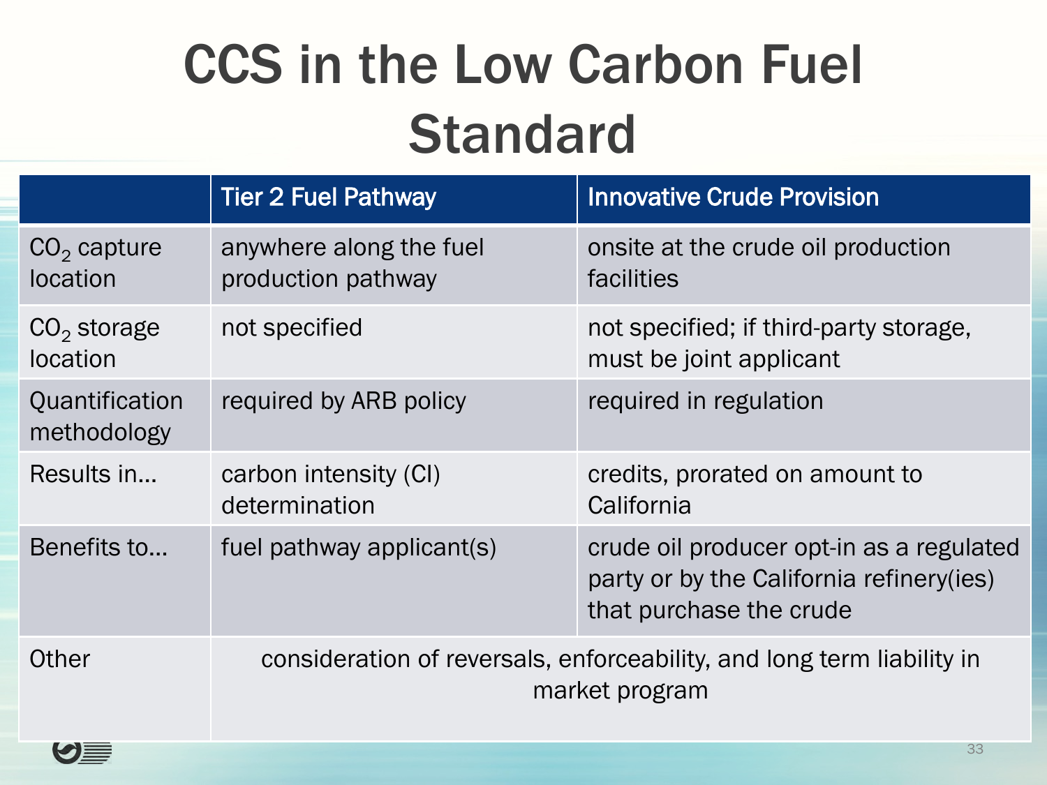# CCS in the Low Carbon Fuel Standard

| | Tier 2 Fuel Pathway | Innovative Crude Provision |
|---|---|---|
| $CO_2$ capture location | anywhere along the fuel production pathway | onsite at the crude oil production facilities |
| $CO_2$ storage location | not specified | not specified; if third-party storage, must be joint applicant |
| Quantification methodology | required by ARB policy | required in regulation |
| Results in… | carbon intensity (CI) determination | credits, prorated on amount to California |
| Benefits to… | fuel pathway applicant(s) | crude oil producer opt-in as a regulated party or by the California refinery(ies) that purchase the crude |
| Other | consideration of reversals, enforceability, and long term liability in market program | |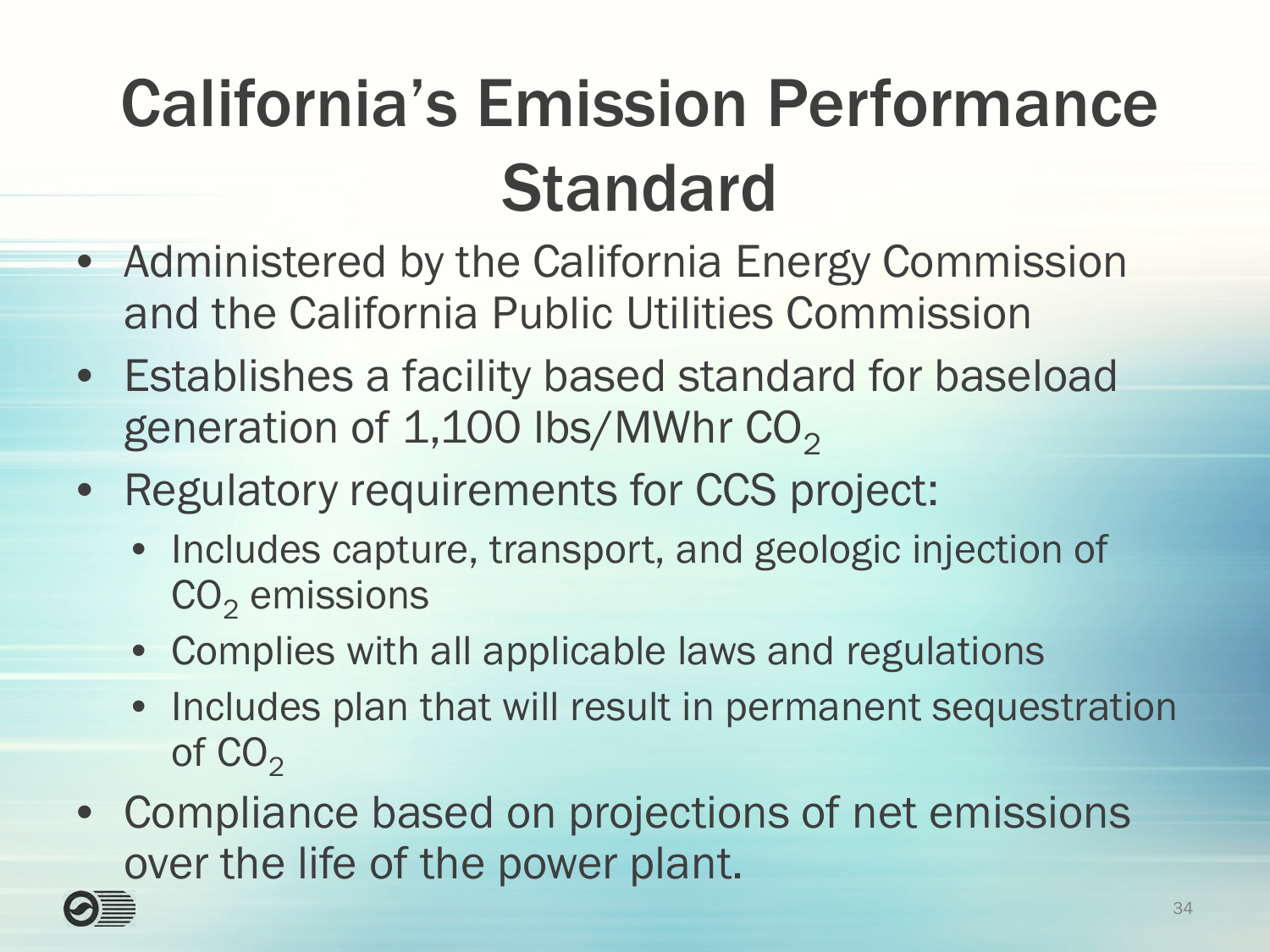# California's Emission Performance Standard

- Administered by the California Energy Commission and the California Public Utilities Commission
- Establishes a facility based standard for baseload generation of 1,100 lbs/MWhr $CO_2$
- Regulatory requirements for CCS project:
  - Includes capture, transport, and geologic injection of $CO_2$ emissions
  - Complies with all applicable laws and regulations
  - Includes plan that will result in permanent sequestration of $CO_2$
- Compliance based on projections of net emissions over the life of the power plant.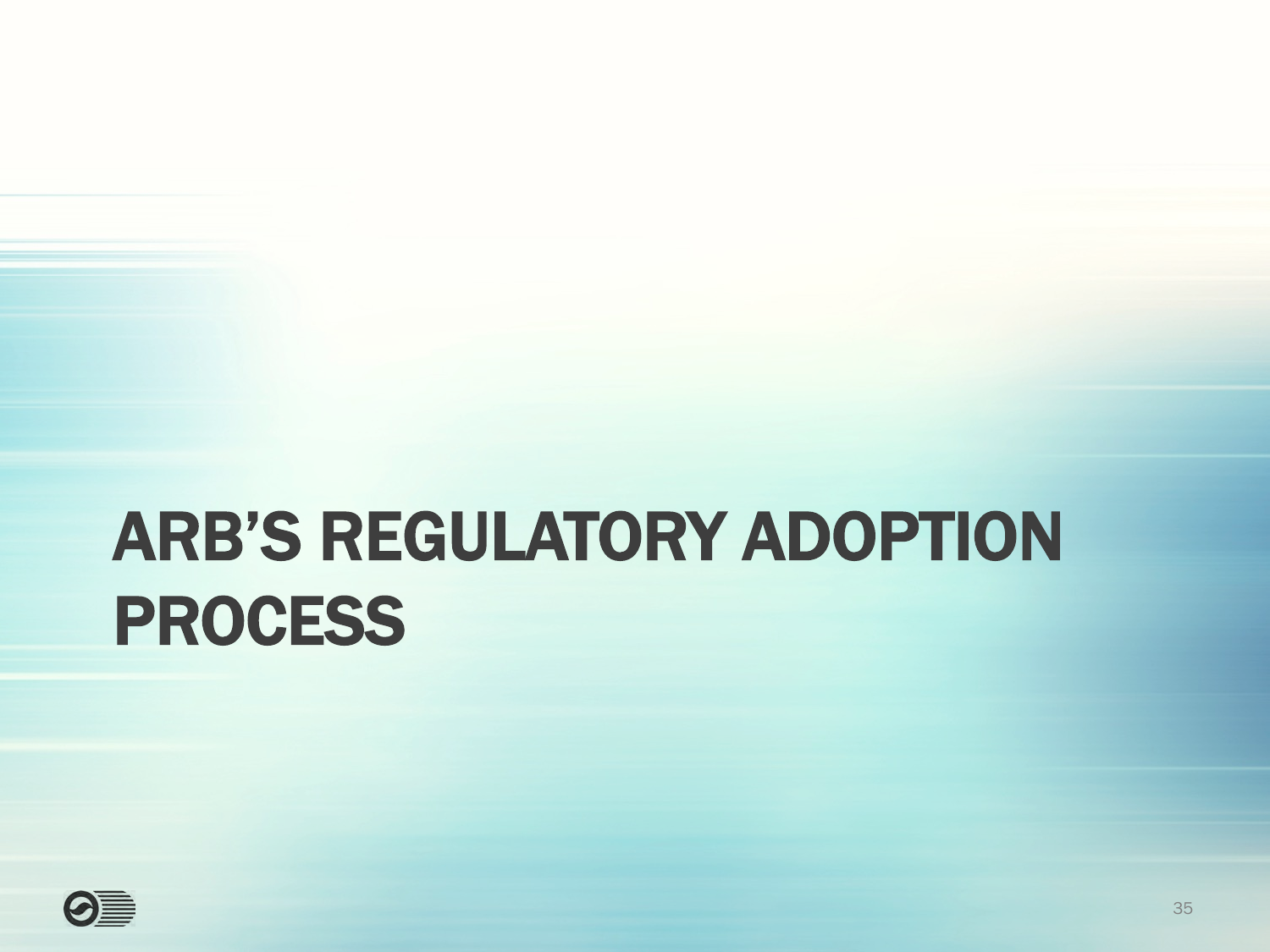# ARB'S REGULATORY ADOPTION PROCESS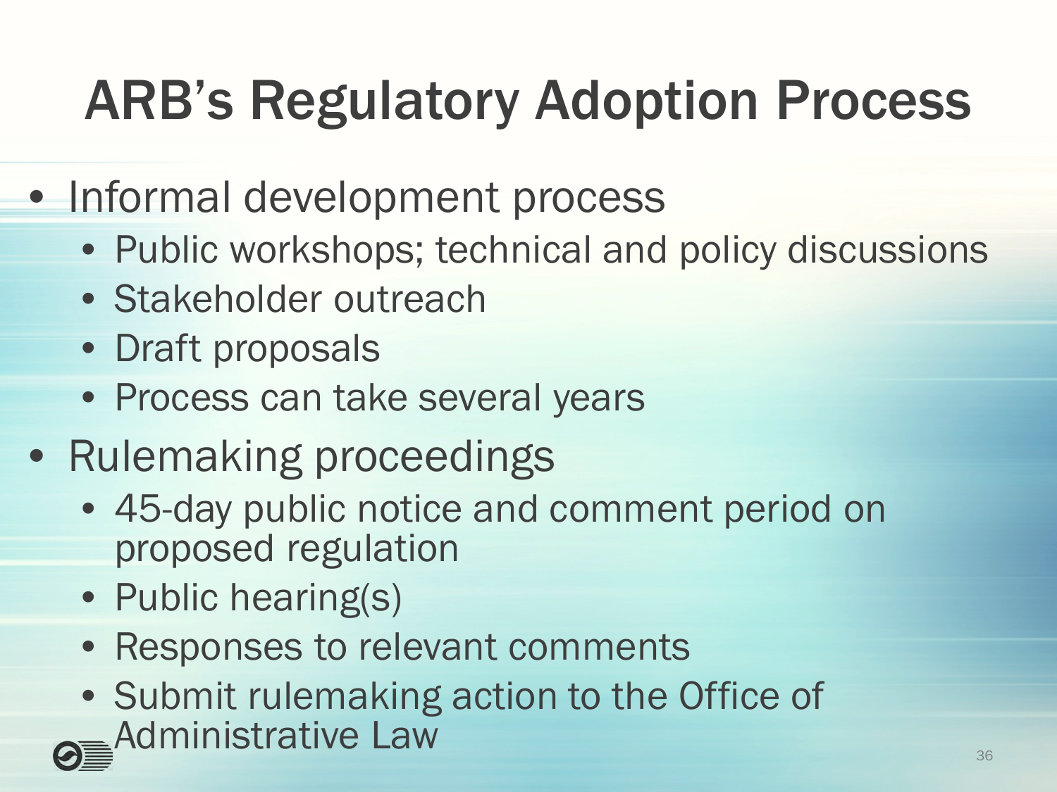# ARB's Regulatory Adoption Process

- Informal development process
  - Public workshops; technical and policy discussions
  - Stakeholder outreach
  - Draft proposals
  - Process can take several years
- Rulemaking proceedings
  - 45-day public notice and comment period on proposed regulation
  - Public hearing(s)
  - Responses to relevant comments
  - Submit rulemaking action to the Office of Administrative Law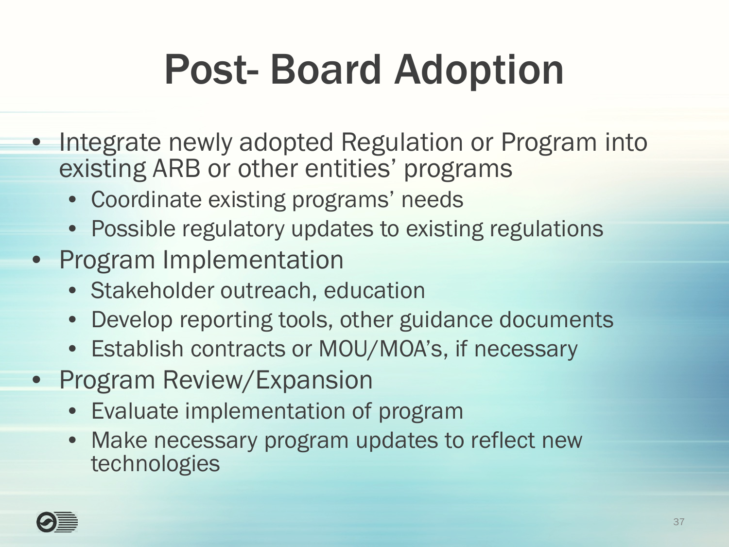# Post- Board Adoption

- Integrate newly adopted Regulation or Program into existing ARB or other entities' programs
  - Coordinate existing programs' needs
  - Possible regulatory updates to existing regulations
- Program Implementation
  - Stakeholder outreach, education
  - Develop reporting tools, other guidance documents
  - Establish contracts or MOU/MOA's, if necessary
- Program Review/Expansion
  - Evaluate implementation of program
  - Make necessary program updates to reflect new technologies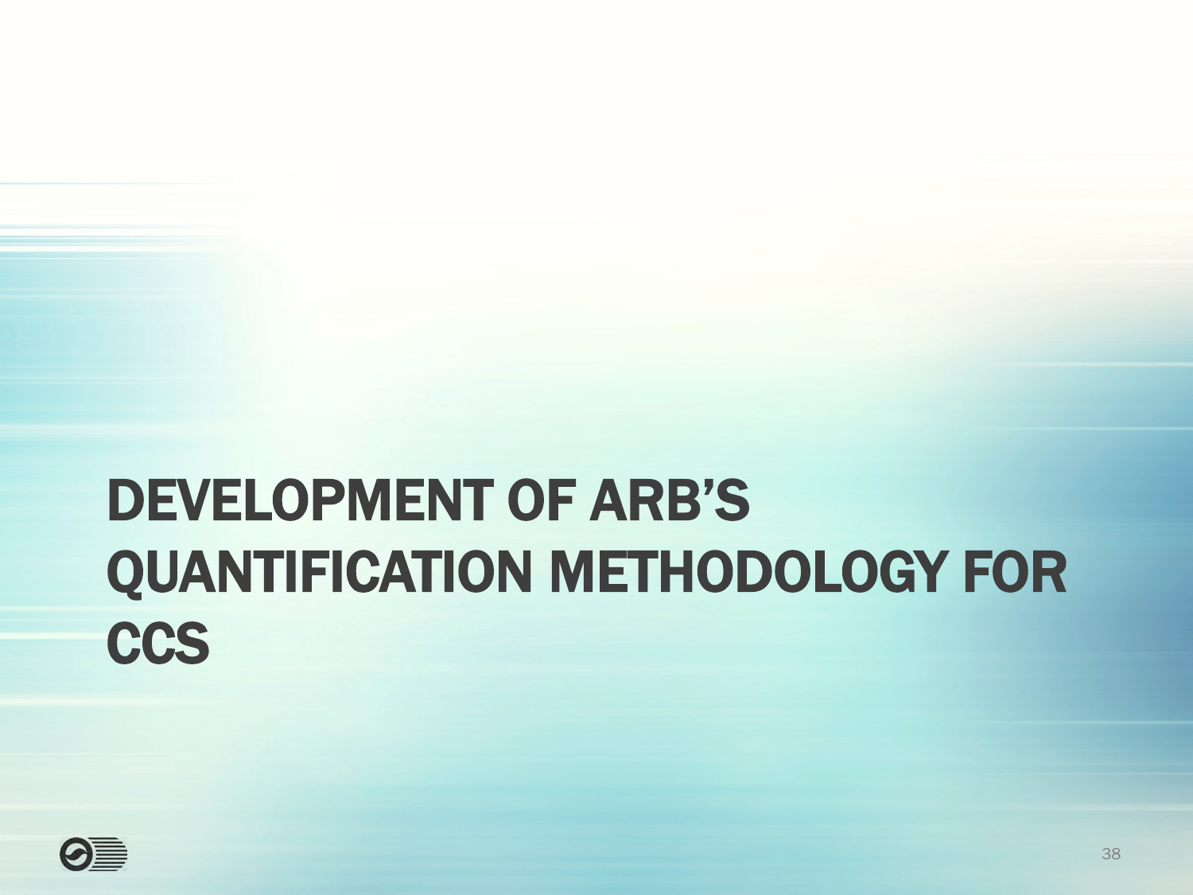# DEVELOPMENT OF ARB'S QUANTIFICATION METHODOLOGY FOR CCS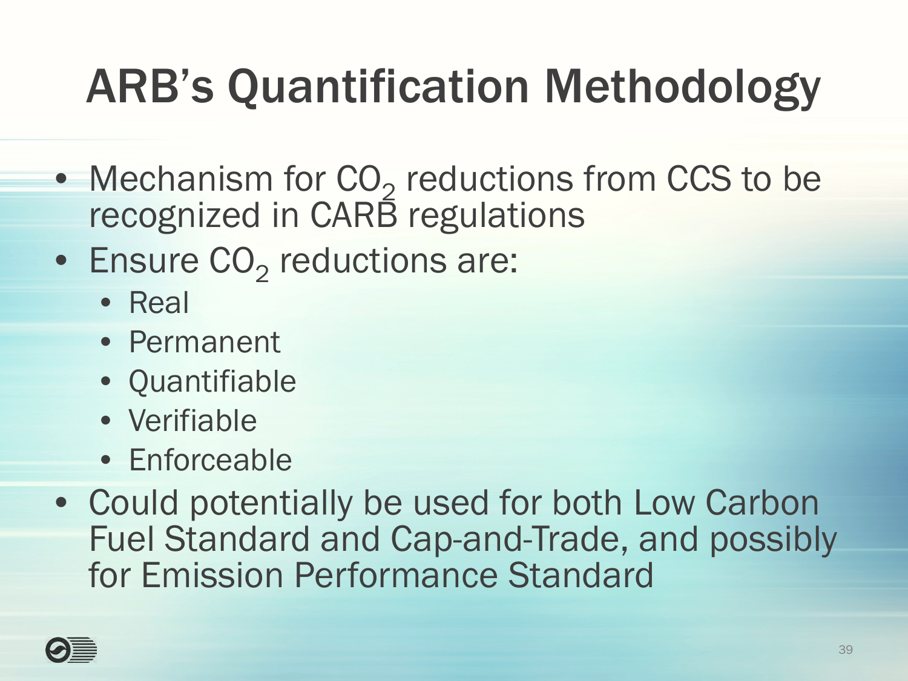# ARB's Quantification Methodology

- Mechanism for $CO_2$ reductions from CCS to be recognized in CARB regulations
- Ensure $CO_2$ reductions are:
  - Real
  - Permanent
  - Quantifiable
  - Verifiable
  - Enforceable
- Could potentially be used for both Low Carbon Fuel Standard and Cap-and-Trade, and possibly for Emission Performance Standard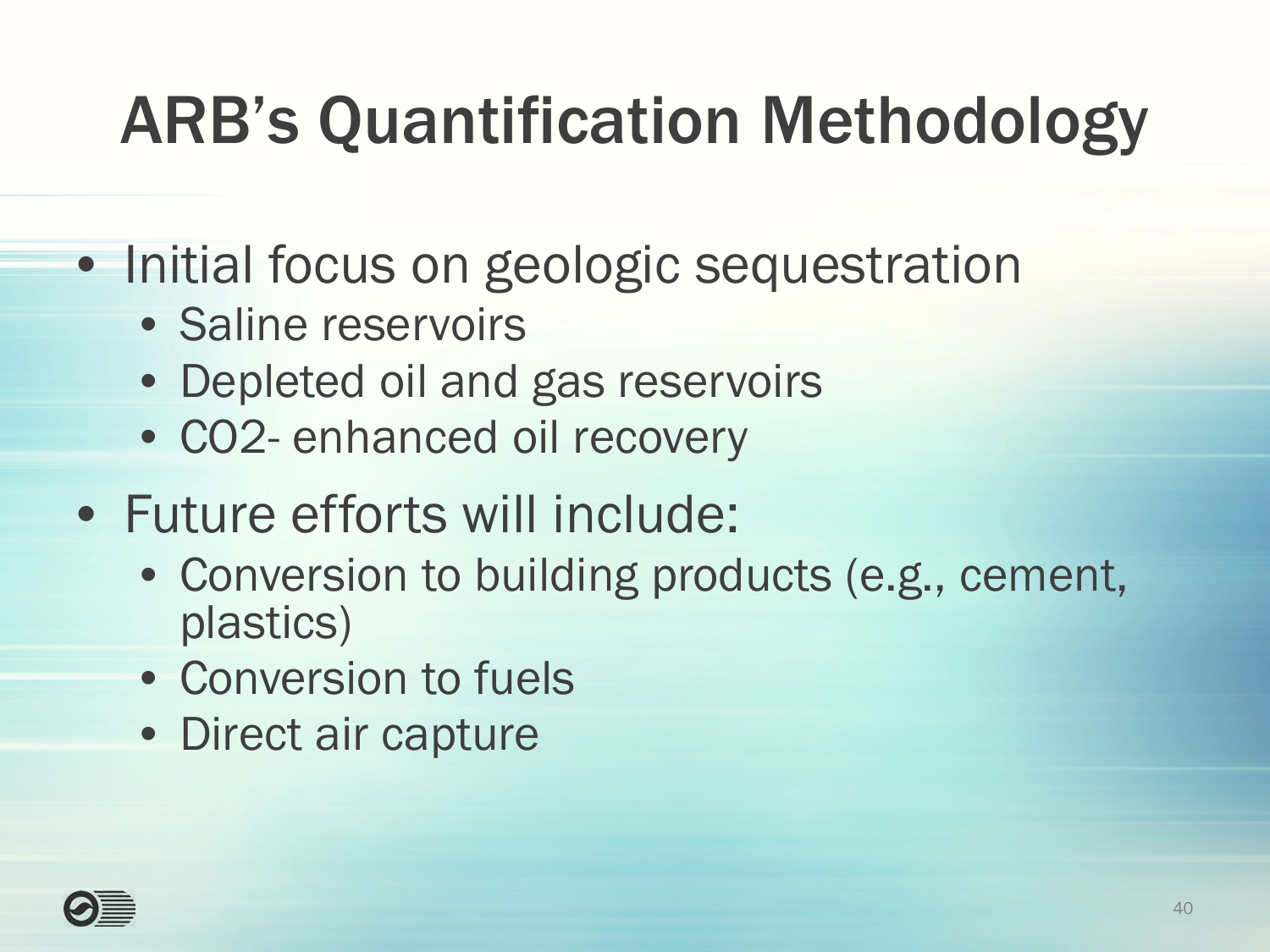# ARB's Quantification Methodology

- Initial focus on geologic sequestration
  - Saline reservoirs
  - Depleted oil and gas reservoirs
  - CO2- enhanced oil recovery
- Future efforts will include:
  - Conversion to building products (e.g., cement, plastics)
  - Conversion to fuels
  - Direct air capture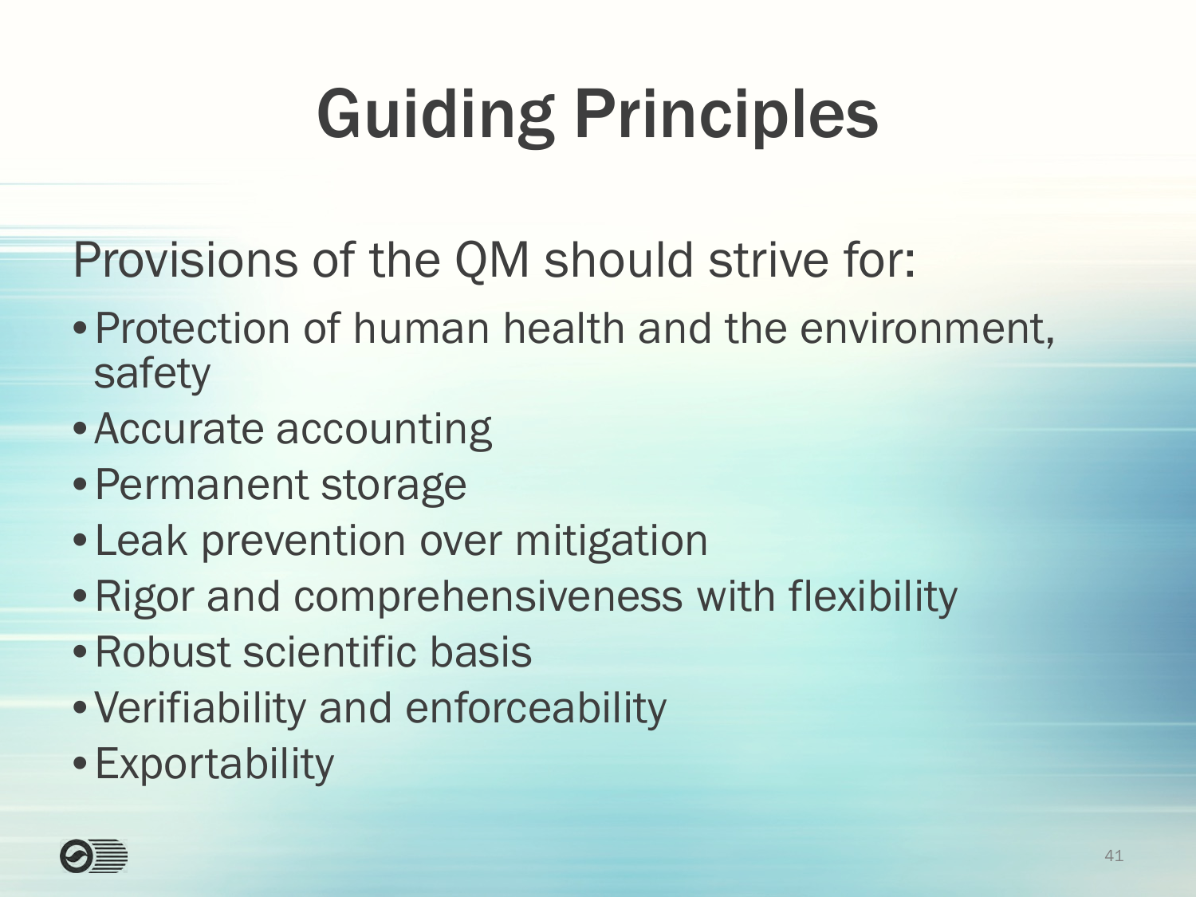# Guiding Principles

Provisions of the QM should strive for:

- Protection of human health and the environment, safety
- Accurate accounting
- Permanent storage
- Leak prevention over mitigation
- Rigor and comprehensiveness with flexibility
- Robust scientific basis
- Verifiability and enforceability
- Exportability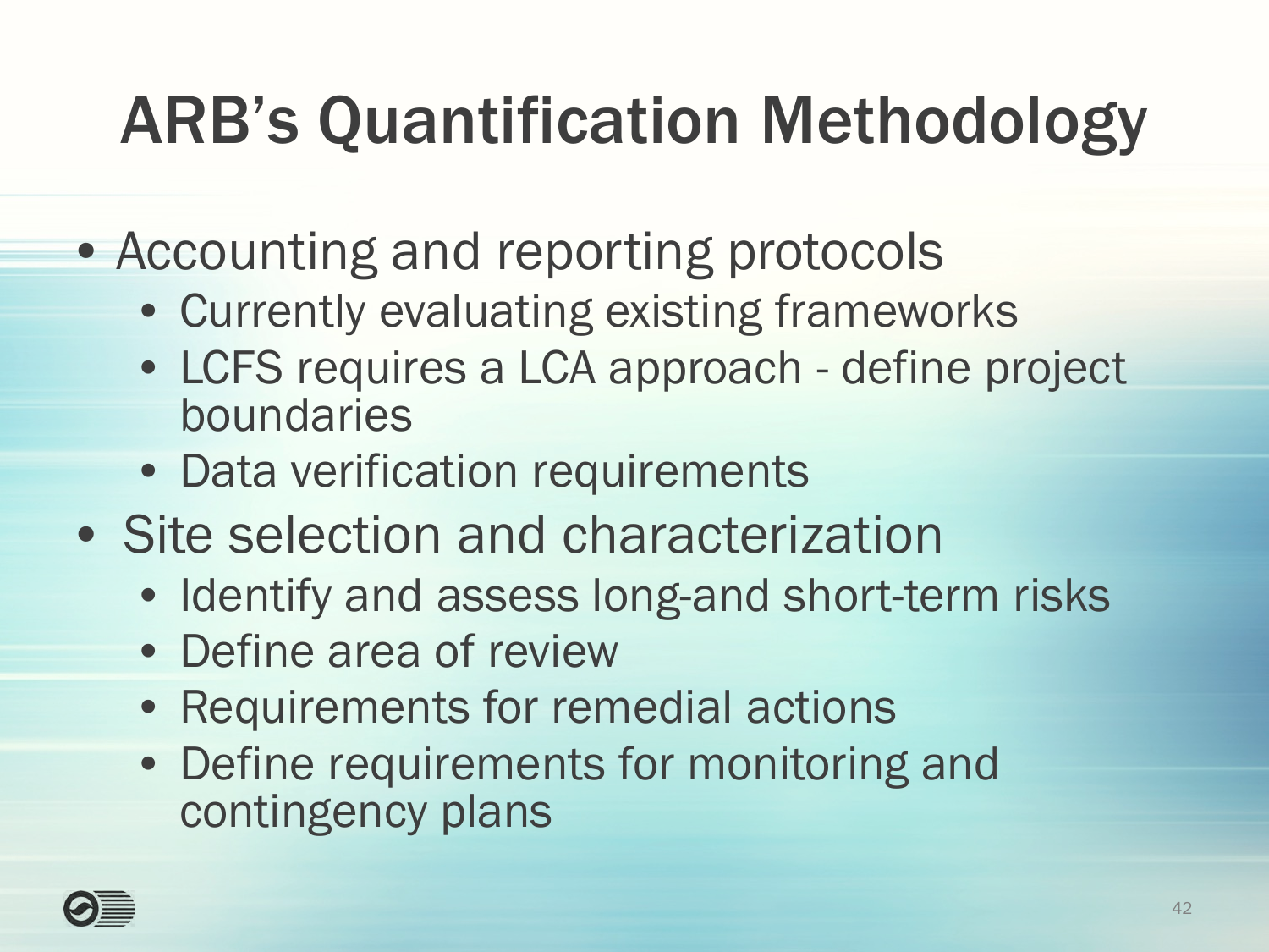# ARB's Quantification Methodology

- Accounting and reporting protocols
  - Currently evaluating existing frameworks
  - LCFS requires a LCA approach - define project boundaries
  - Data verification requirements
- Site selection and characterization
  - Identify and assess long-and short-term risks
  - Define area of review
  - Requirements for remedial actions
  - Define requirements for monitoring and contingency plans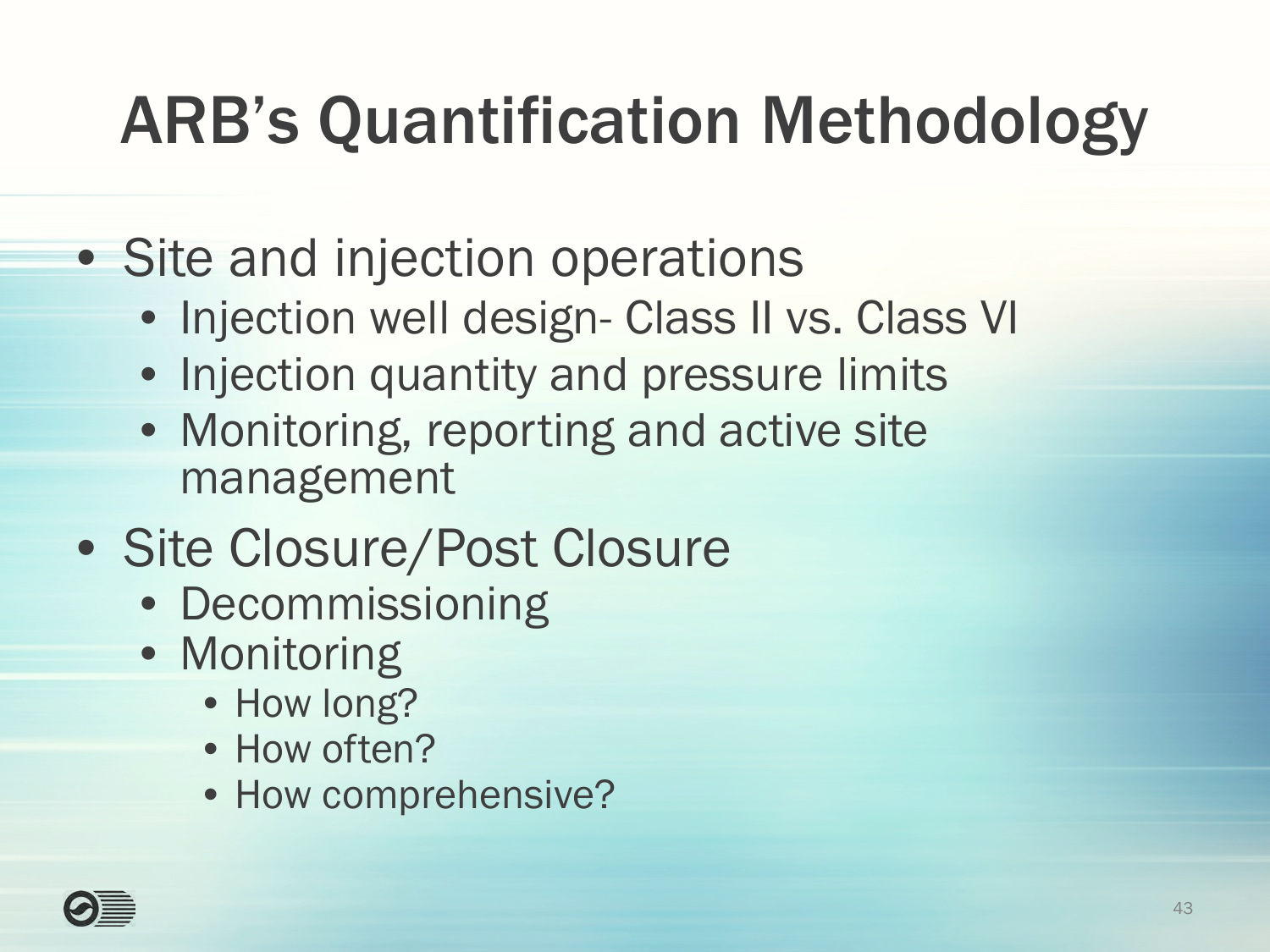# ARB's Quantification Methodology

- Site and injection operations
  - Injection well design- Class II vs. Class VI
  - Injection quantity and pressure limits
  - Monitoring, reporting and active site management
- Site Closure/Post Closure
  - Decommissioning
  - Monitoring
    - How long?
    - How often?
    - How comprehensive?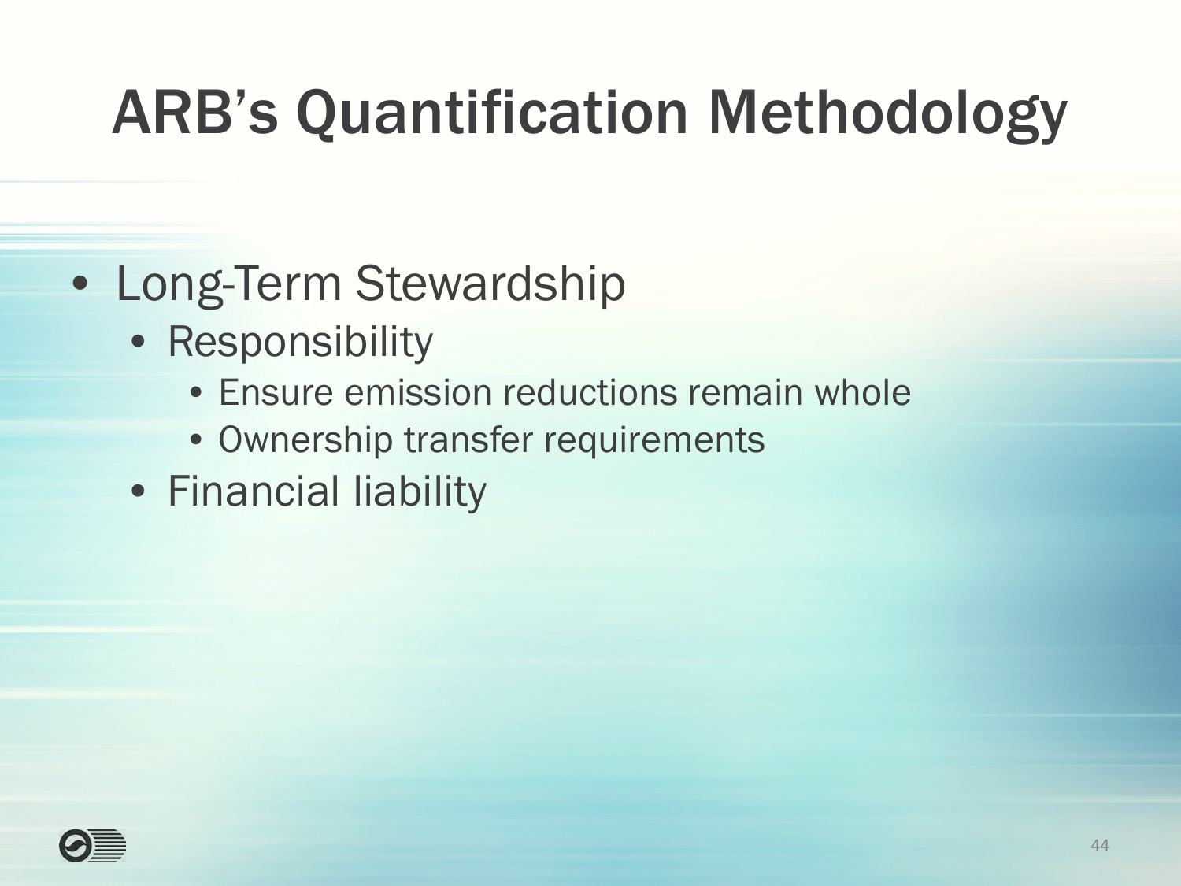# ARB's Quantification Methodology

- Long-Term Stewardship
  - Responsibility
    - Ensure emission reductions remain whole
    - Ownership transfer requirements
  - Financial liability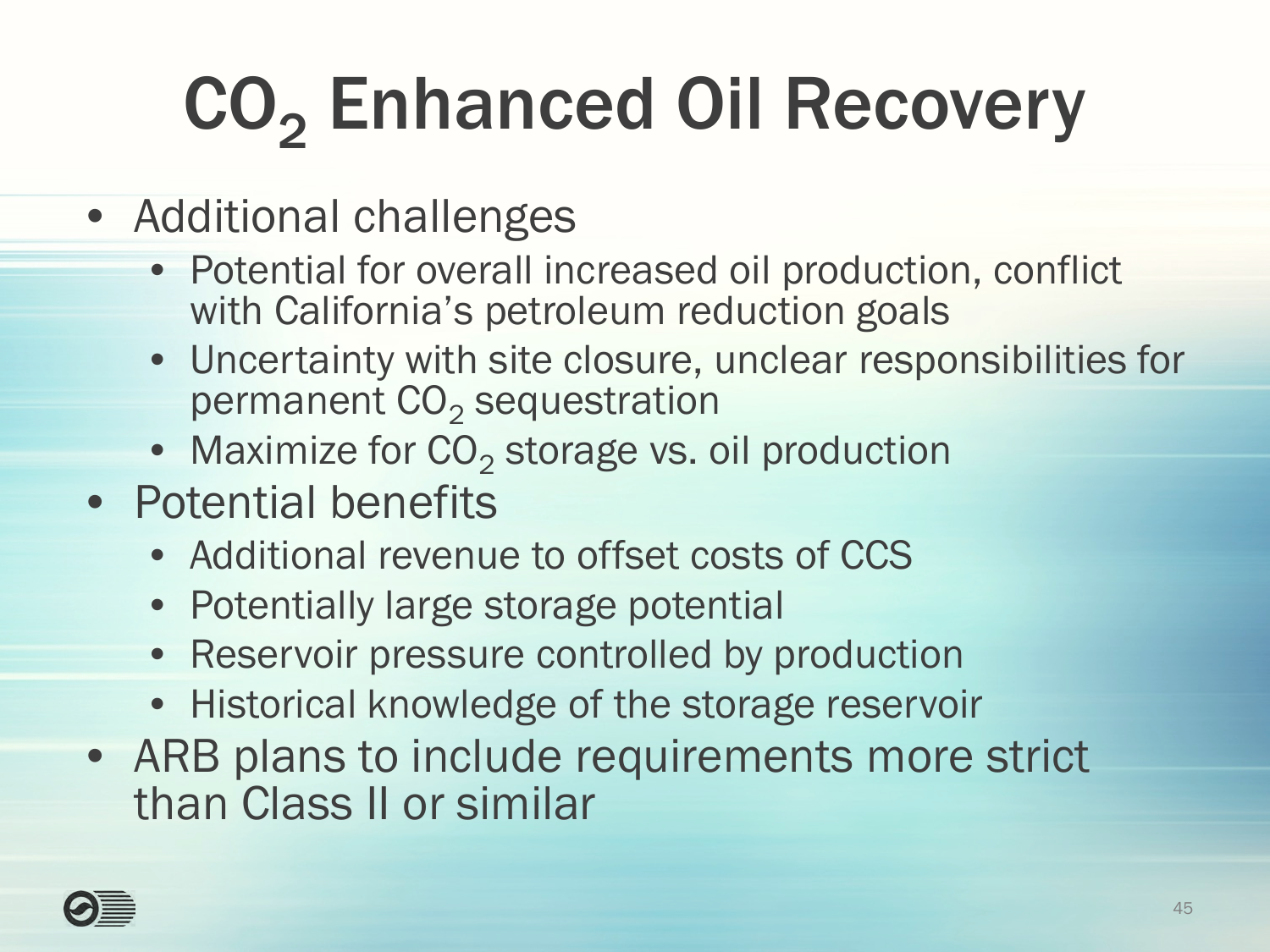# $CO_2$ Enhanced Oil Recovery

- Additional challenges
  - Potential for overall increased oil production, conflict with California's petroleum reduction goals
  - Uncertainty with site closure, unclear responsibilities for permanent $CO_2$ sequestration
  - Maximize for $CO_2$ storage vs. oil production
- Potential benefits
  - Additional revenue to offset costs of CCS
  - Potentially large storage potential
  - Reservoir pressure controlled by production
  - Historical knowledge of the storage reservoir
- ARB plans to include requirements more strict than Class II or similar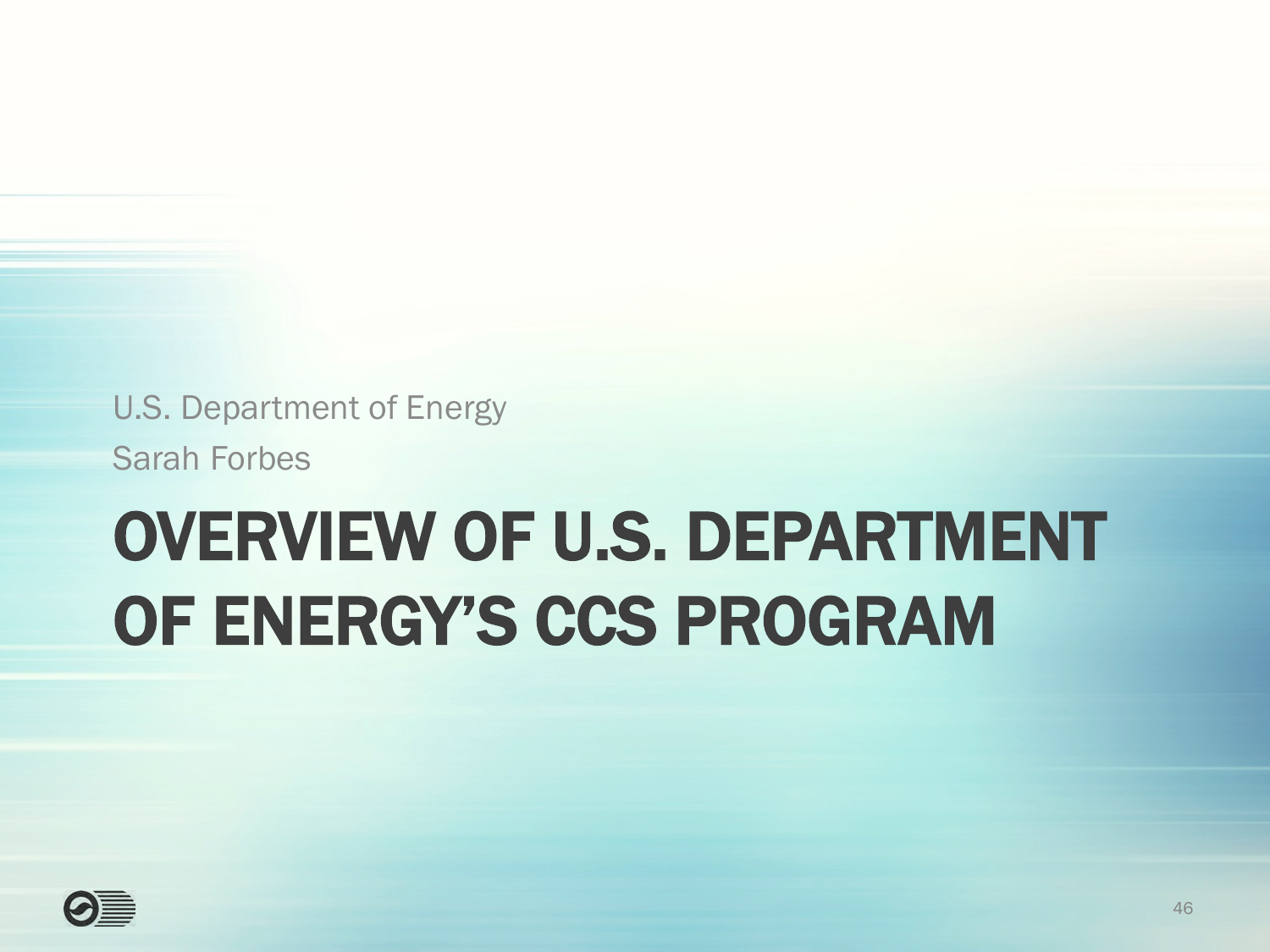U.S. Department of Energy

Sarah Forbes

# OVERVIEW OF U.S. DEPARTMENT OF ENERGY'S CCS PROGRAM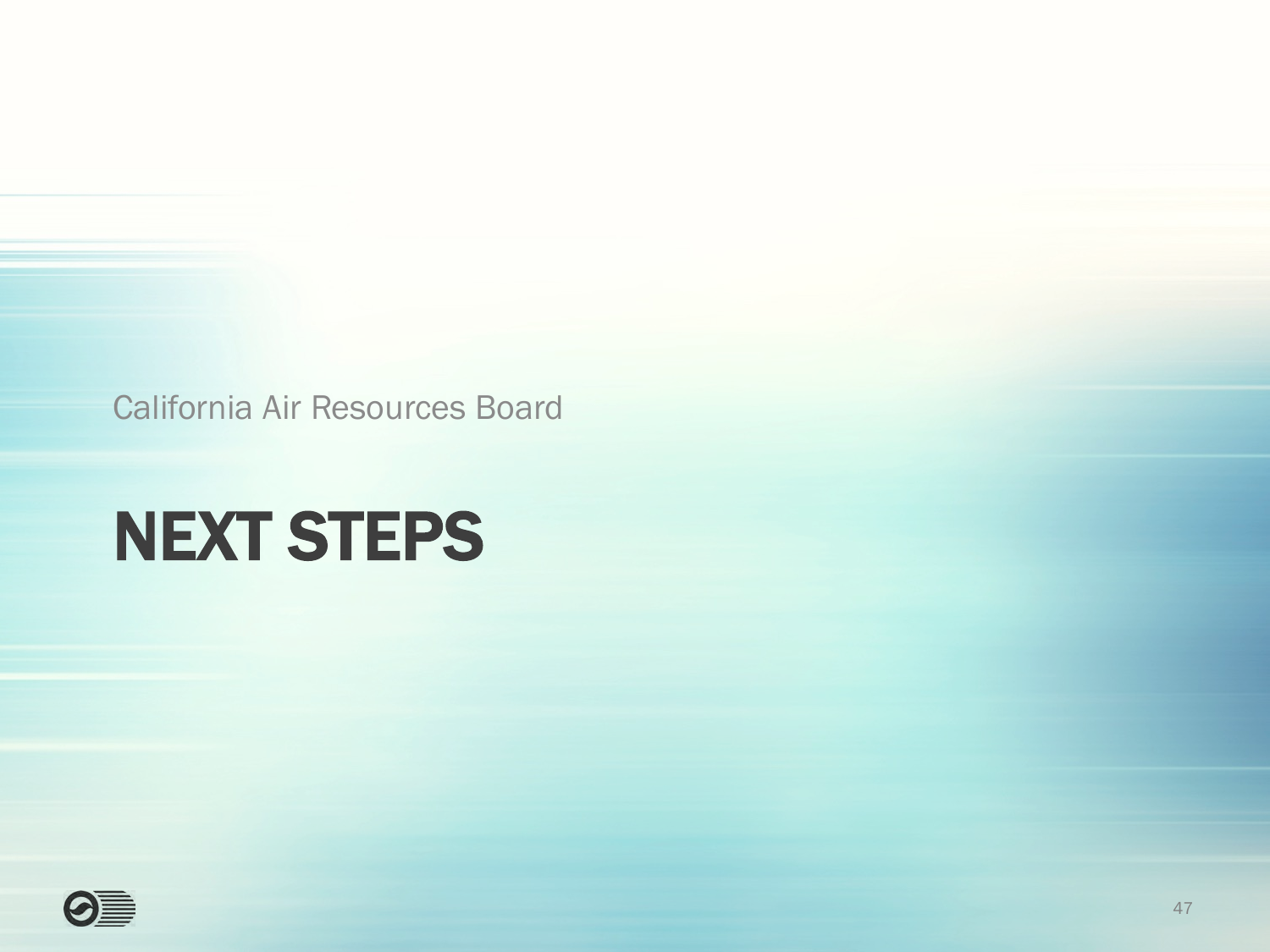California Air Resources Board

# NEXT STEPS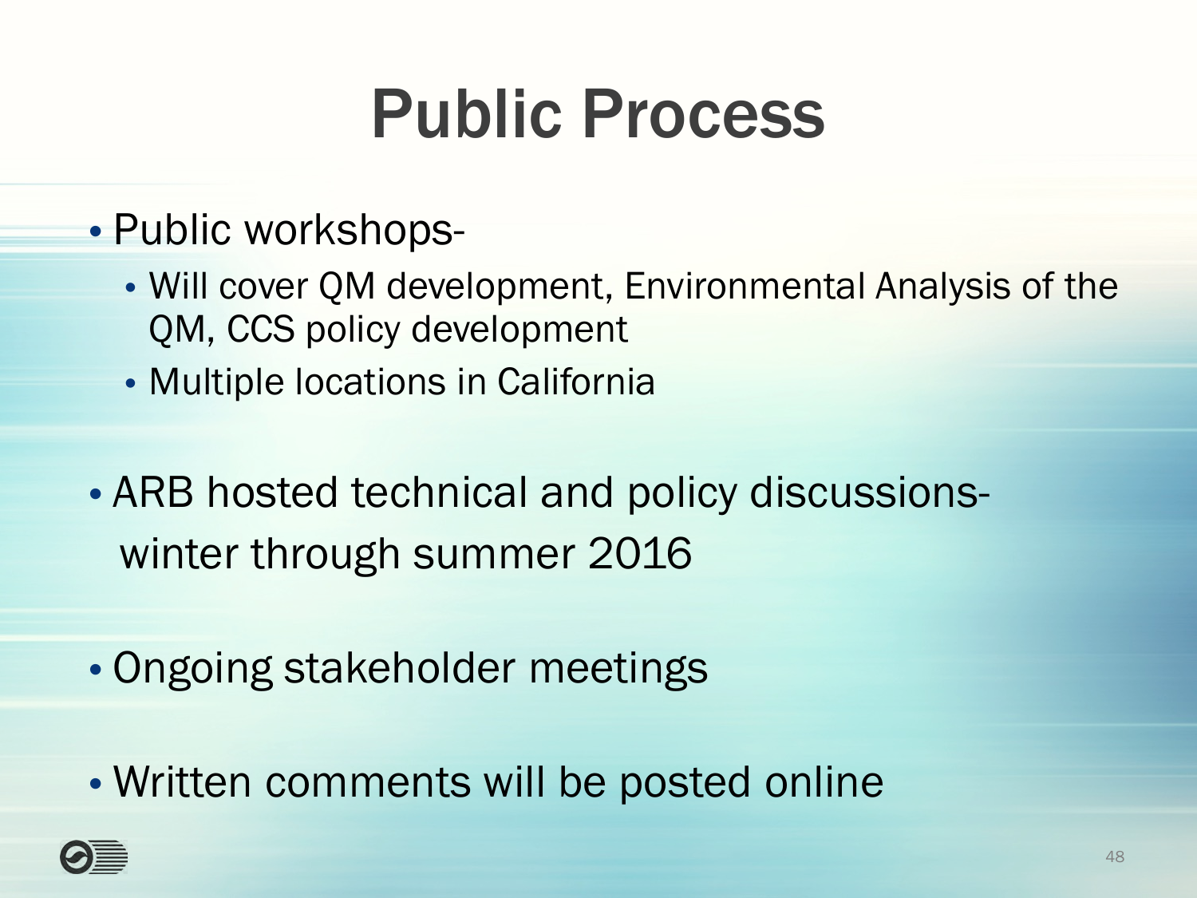# Public Process

- Public workshops-
  - Will cover QM development, Environmental Analysis of the QM, CCS policy development
  - Multiple locations in California
- ARB hosted technical and policy discussions- winter through summer 2016
- Ongoing stakeholder meetings
- Written comments will be posted online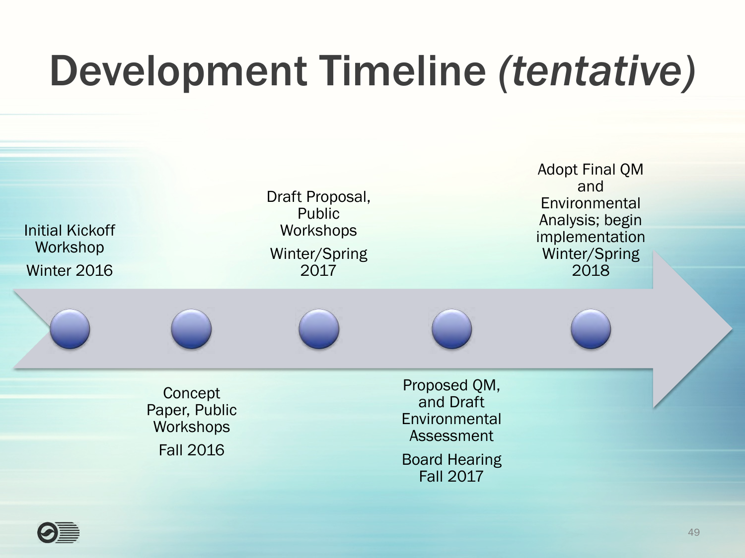# Development Timeline *(tentative)*

- Initial Kickoff Workshop
  Winter 2016
- Concept Paper, Public Workshops
  Fall 2016
- Draft Proposal, Public Workshops
  Winter/Spring 2017
- Proposed QM, and Draft Environmental Assessment
  Board Hearing Fall 2017
- Adopt Final QM and Environmental Analysis; begin implementation
  Winter/Spring 2018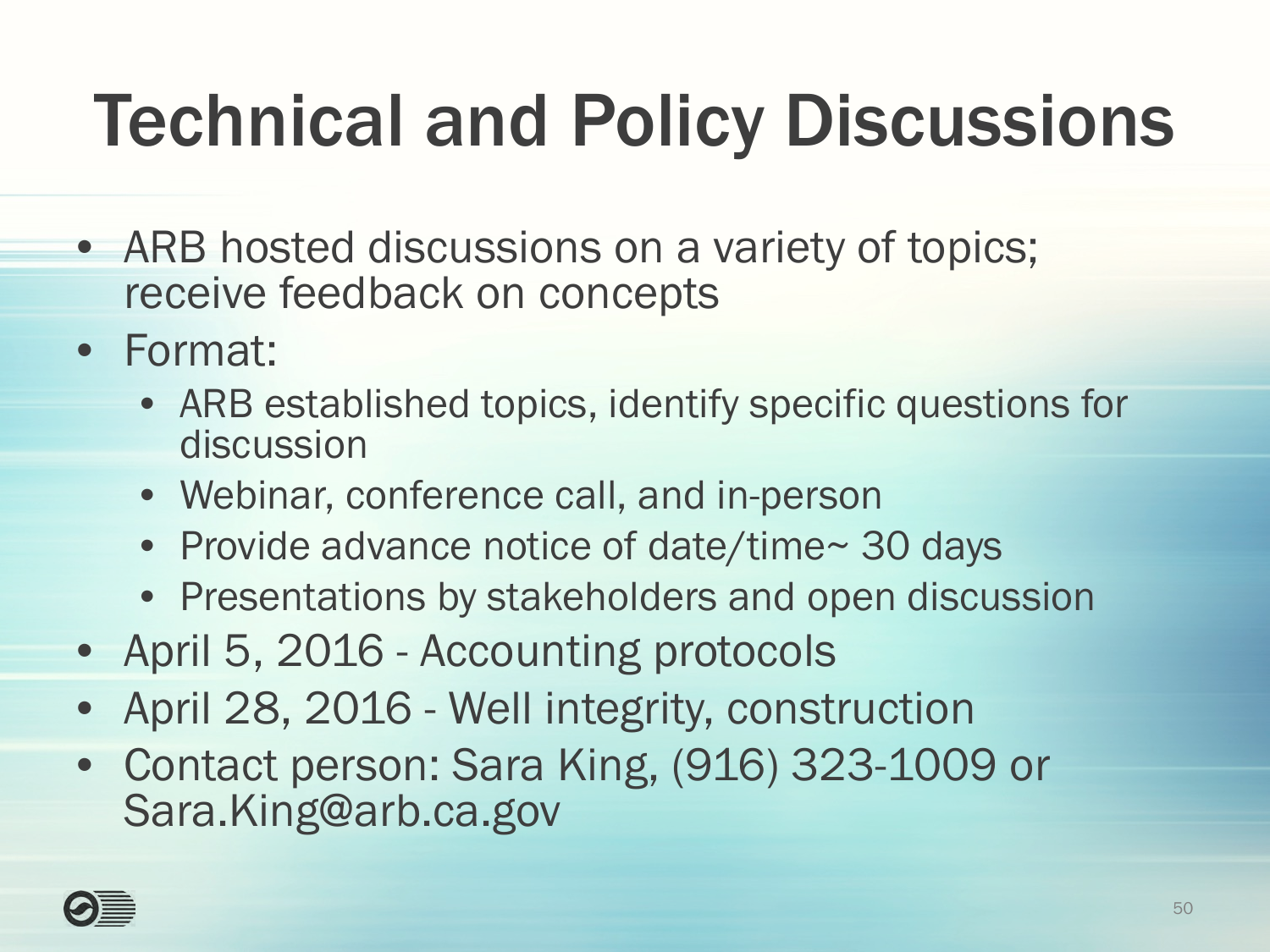# Technical and Policy Discussions

- ARB hosted discussions on a variety of topics; receive feedback on concepts
- Format:
  - ARB established topics, identify specific questions for discussion
  - Webinar, conference call, and in-person
  - Provide advance notice of date/time~ 30 days
  - Presentations by stakeholders and open discussion
- April 5, 2016 - Accounting protocols
- April 28, 2016 - Well integrity, construction
- Contact person: Sara King, (916) 323-1009 or Sara.King@arb.ca.gov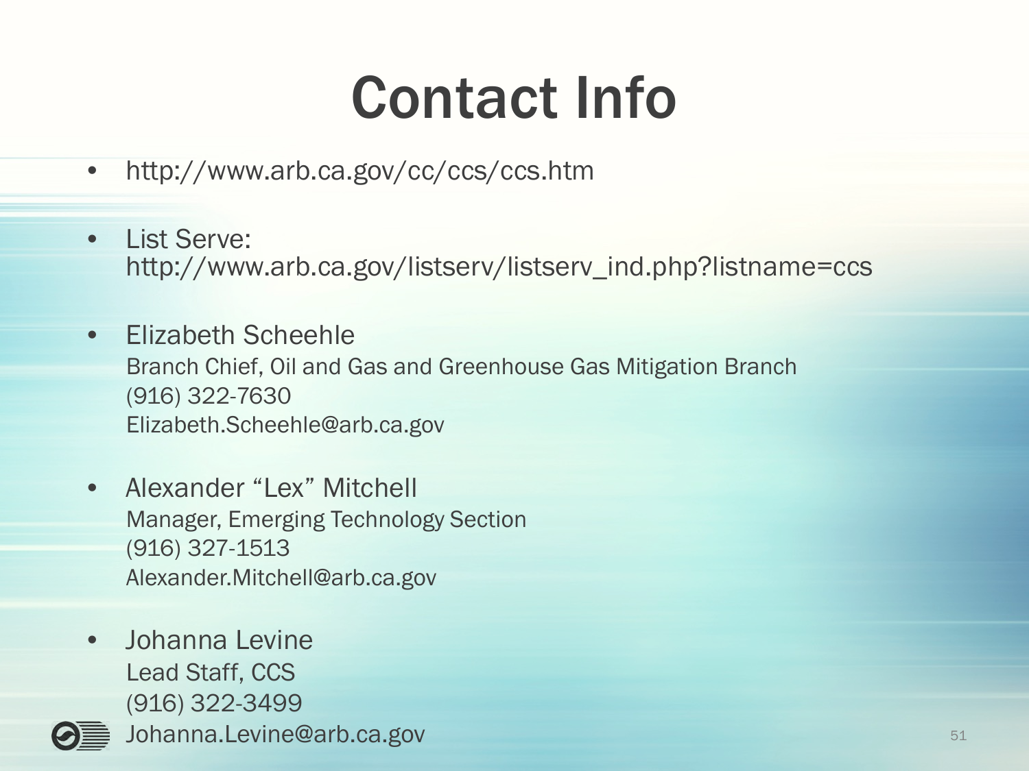# Contact Info

- http://www.arb.ca.gov/cc/ccs/ccs.htm
- List Serve: http://www.arb.ca.gov/listserv/listserv_ind.php?listname=ccs
- Elizabeth Scheehle
  Branch Chief, Oil and Gas and Greenhouse Gas Mitigation Branch
  (916) 322-7630
  Elizabeth.Scheehle@arb.ca.gov
- Alexander "Lex" Mitchell
  Manager, Emerging Technology Section
  (916) 327-1513
  Alexander.Mitchell@arb.ca.gov
- Johanna Levine
  Lead Staff, CCS
  (916) 322-3499
  Johanna.Levine@arb.ca.gov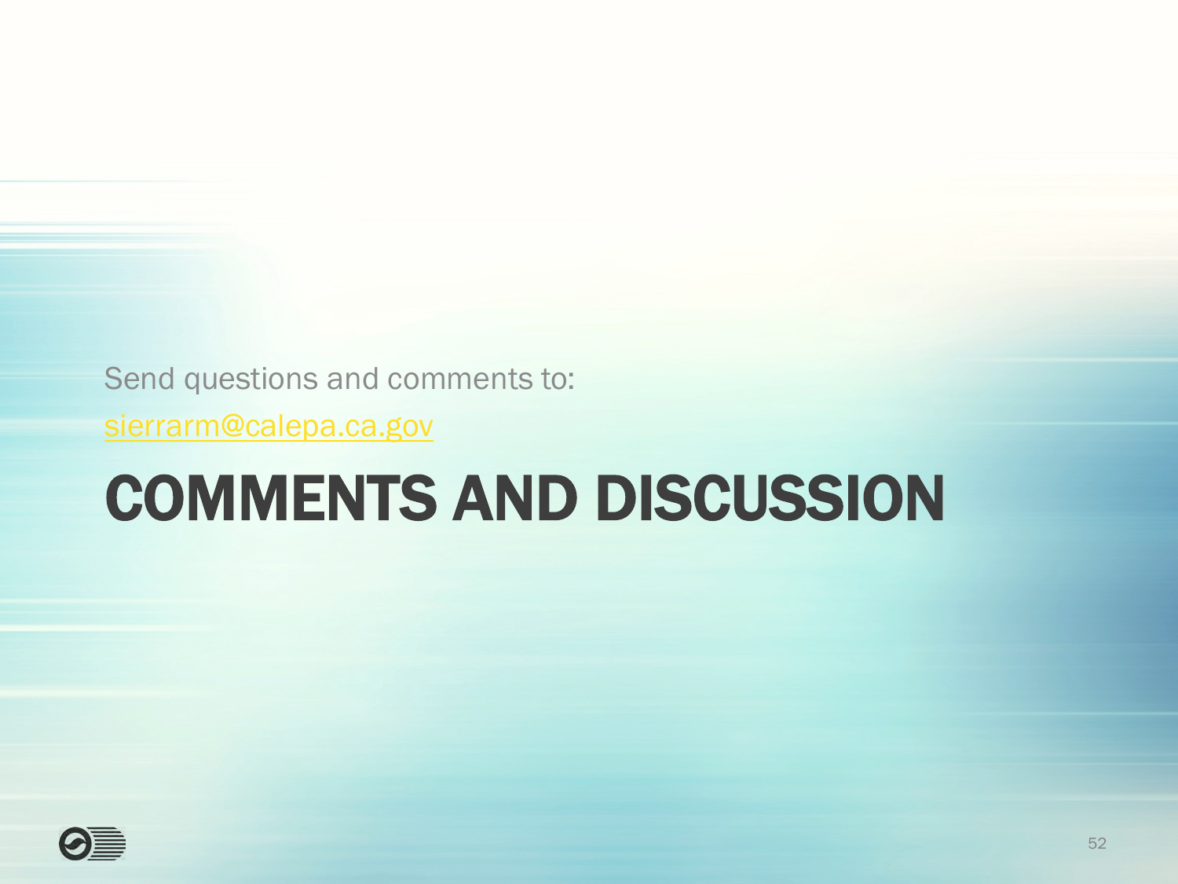Send questions and comments to:

sierrarm@calepa.ca.gov

# COMMENTS AND DISCUSSION